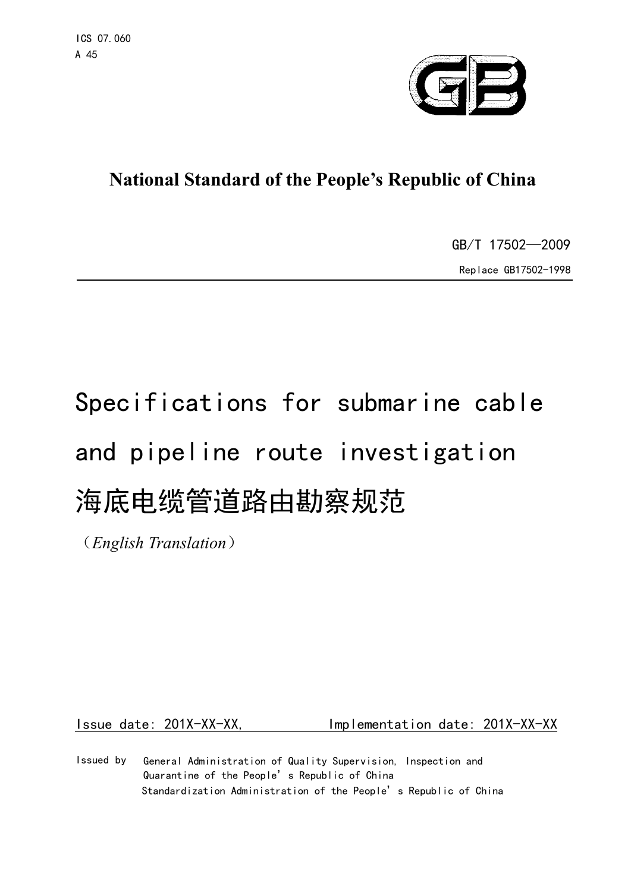ICS 07.060
A 45

# National Standard of the People's Republic of China

GB/T 17502—2009

Replace GB17502-1998

# Specifications for submarine cable and pipeline route investigation

# 海底电缆管道路由勘察规范

（*English Translation*）

Issue date: 201X-XX-XX, Implementation date: 201X-XX-XX

Issued by General Administration of Quality Supervision, Inspection and Quarantine of the People's Republic of China
Standardization Administration of the People's Republic of China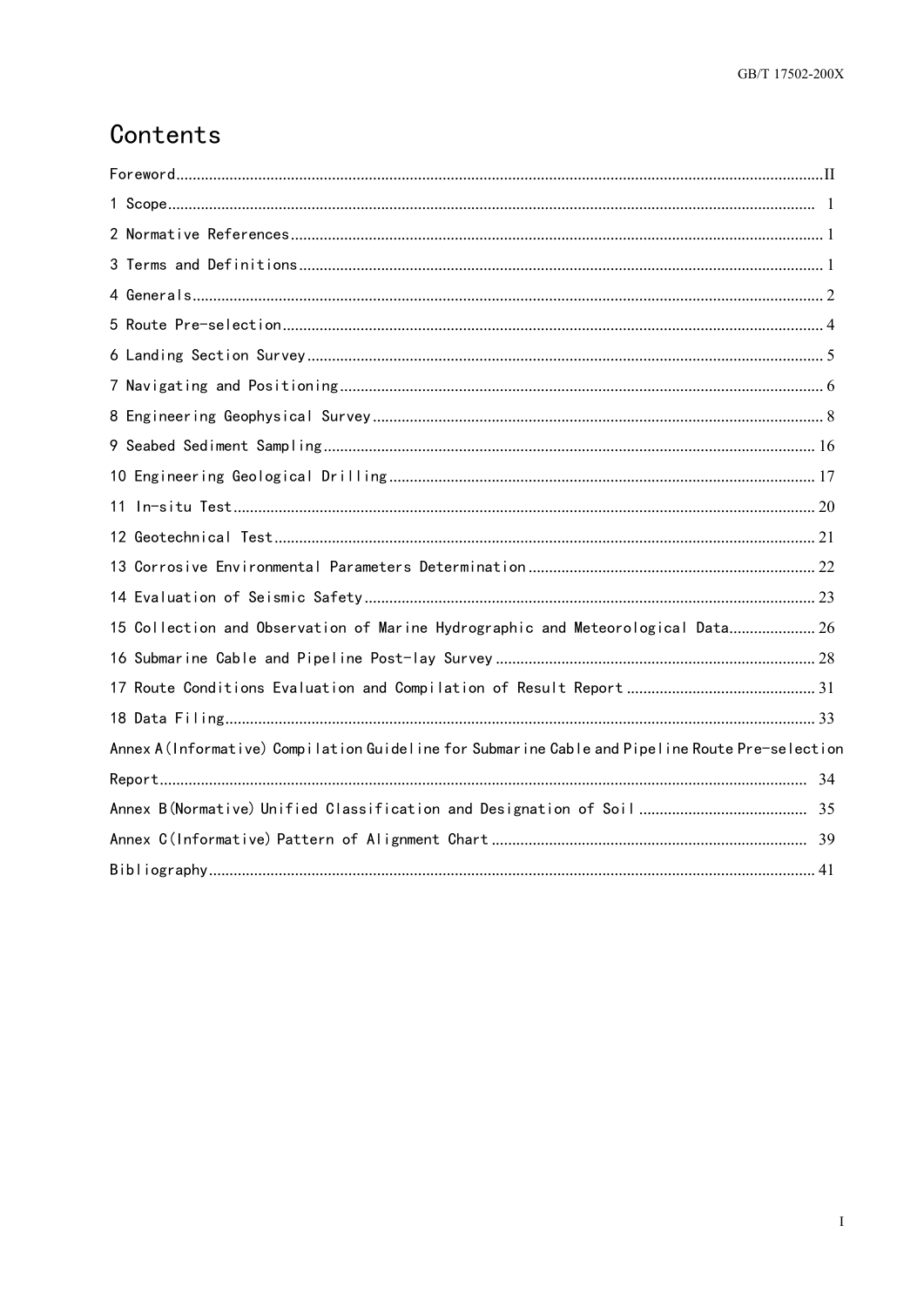# Contents

Foreword........II

1 Scope........1

2 Normative References........1

3 Terms and Definitions........1

4 Generals........2

5 Route Pre-selection........4

6 Landing Section Survey........5

7 Navigating and Positioning........6

8 Engineering Geophysical Survey........8

9 Seabed Sediment Sampling........16

10 Engineering Geological Drilling........17

11 In-situ Test........20

12 Geotechnical Test........21

13 Corrosive Environmental Parameters Determination........22

14 Evaluation of Seismic Safety........23

15 Collection and Observation of Marine Hydrographic and Meteorological Data........26

16 Submarine Cable and Pipeline Post-lay Survey........28

17 Route Conditions Evaluation and Compilation of Result Report........31

18 Data Filing........33

Annex A (Informative) Compilation Guideline for Submarine Cable and Pipeline Route Pre-selection Report........34

Annex B (Normative) Unified Classification and Designation of Soil........35

Annex C (Informative) Pattern of Alignment Chart........39

Bibliography........41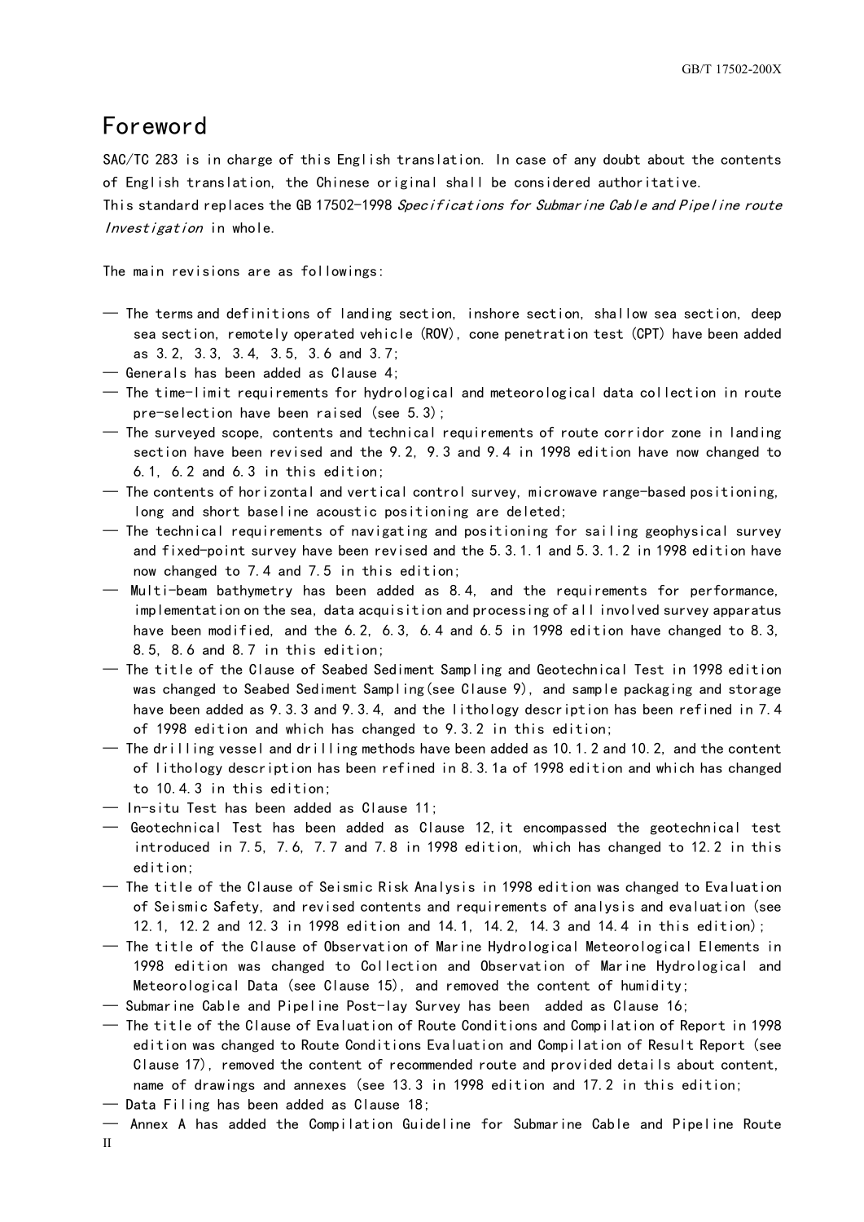# Foreword

SAC/TC 283 is in charge of this English translation. In case of any doubt about the contents of English translation, the Chinese original shall be considered authoritative.

This standard replaces the GB 17502-1998 *Specifications for Submarine Cable and Pipeline route Investigation* in whole.

The main revisions are as followings:

— The terms and definitions of landing section, inshore section, shallow sea section, deep sea section, remotely operated vehicle (ROV), cone penetration test (CPT) have been added as 3.2, 3.3, 3.4, 3.5, 3.6 and 3.7;

— Generals has been added as Clause 4;

— The time-limit requirements for hydrological and meteorological data collection in route pre-selection have been raised (see 5.3);

— The surveyed scope, contents and technical requirements of route corridor zone in landing section have been revised and the 9.2, 9.3 and 9.4 in 1998 edition have now changed to 6.1, 6.2 and 6.3 in this edition;

— The contents of horizontal and vertical control survey, microwave range-based positioning, long and short baseline acoustic positioning are deleted;

— The technical requirements of navigating and positioning for sailing geophysical survey and fixed-point survey have been revised and the 5.3.1.1 and 5.3.1.2 in 1998 edition have now changed to 7.4 and 7.5 in this edition;

— Multi-beam bathymetry has been added as 8.4, and the requirements for performance, implementation on the sea, data acquisition and processing of all involved survey apparatus have been modified, and the 6.2, 6.3, 6.4 and 6.5 in 1998 edition have changed to 8.3, 8.5, 8.6 and 8.7 in this edition;

— The title of the Clause of Seabed Sediment Sampling and Geotechnical Test in 1998 edition was changed to Seabed Sediment Sampling(see Clause 9), and sample packaging and storage have been added as 9.3.3 and 9.3.4, and the lithology description has been refined in 7.4 of 1998 edition and which has changed to 9.3.2 in this edition;

— The drilling vessel and drilling methods have been added as 10.1.2 and 10.2, and the content of lithology description has been refined in 8.3.1a of 1998 edition and which has changed to 10.4.3 in this edition;

— In-situ Test has been added as Clause 11;

— Geotechnical Test has been added as Clause 12,it encompassed the geotechnical test introduced in 7.5, 7.6, 7.7 and 7.8 in 1998 edition, which has changed to 12.2 in this edition;

— The title of the Clause of Seismic Risk Analysis in 1998 edition was changed to Evaluation of Seismic Safety, and revised contents and requirements of analysis and evaluation (see 12.1, 12.2 and 12.3 in 1998 edition and 14.1, 14.2, 14.3 and 14.4 in this edition);

— The title of the Clause of Observation of Marine Hydrological Meteorological Elements in 1998 edition was changed to Collection and Observation of Marine Hydrological and Meteorological Data (see Clause 15), and removed the content of humidity;

— Submarine Cable and Pipeline Post-lay Survey has been added as Clause 16;

— The title of the Clause of Evaluation of Route Conditions and Compilation of Report in 1998 edition was changed to Route Conditions Evaluation and Compilation of Result Report (see Clause 17), removed the content of recommended route and provided details about content, name of drawings and annexes (see 13.3 in 1998 edition and 17.2 in this edition;

— Data Filing has been added as Clause 18;

— Annex A has added the Compilation Guideline for Submarine Cable and Pipeline Route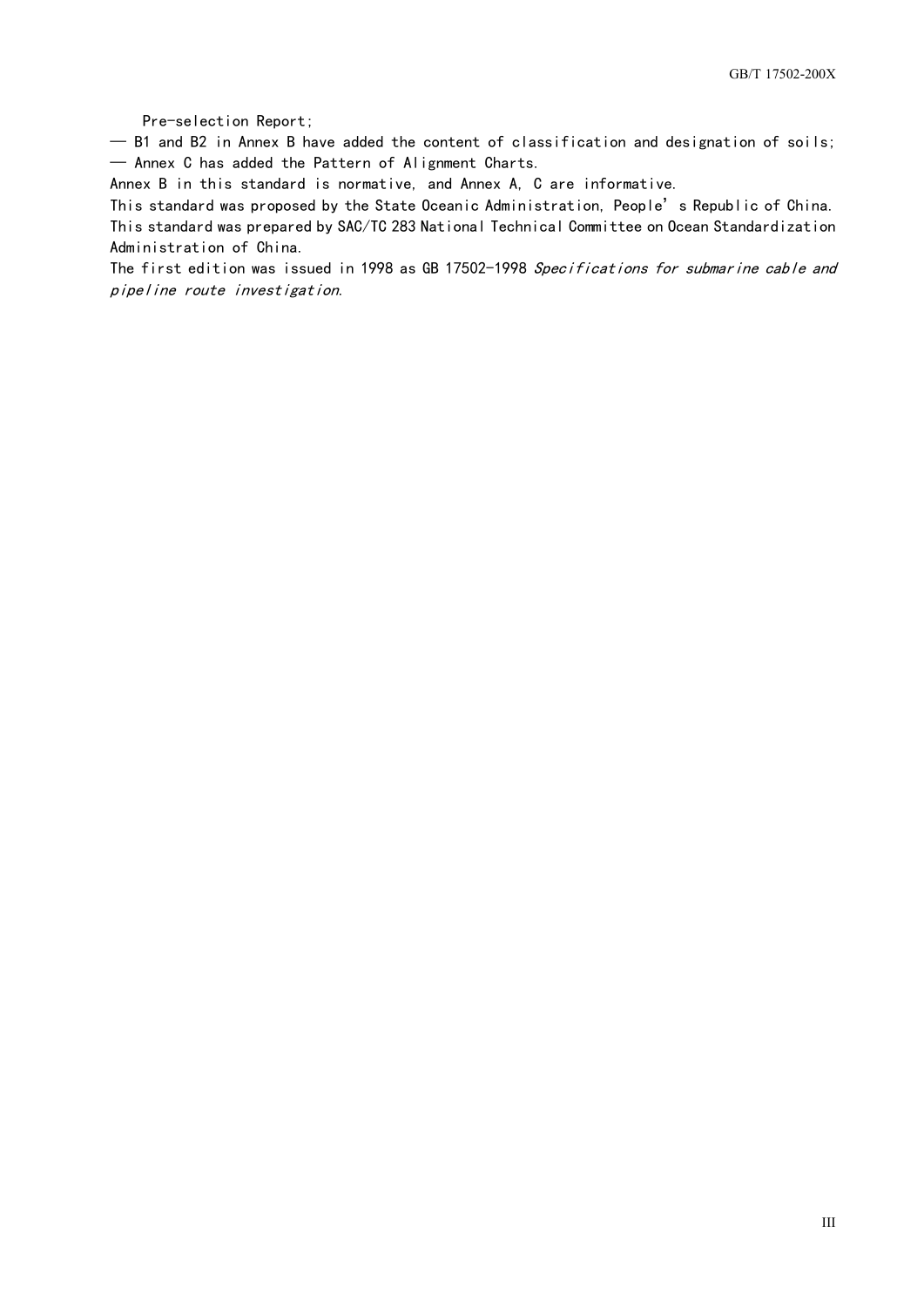Pre-selection Report;

— B1 and B2 in Annex B have added the content of classification and designation of soils;

— Annex C has added the Pattern of Alignment Charts.

Annex B in this standard is normative, and Annex A, C are informative.

This standard was proposed by the State Oceanic Administration, People's Republic of China.

This standard was prepared by SAC/TC 283 National Technical Committee on Ocean Standardization Administration of China.

The first edition was issued in 1998 as GB 17502-1998 *Specifications for submarine cable and pipeline route investigation*.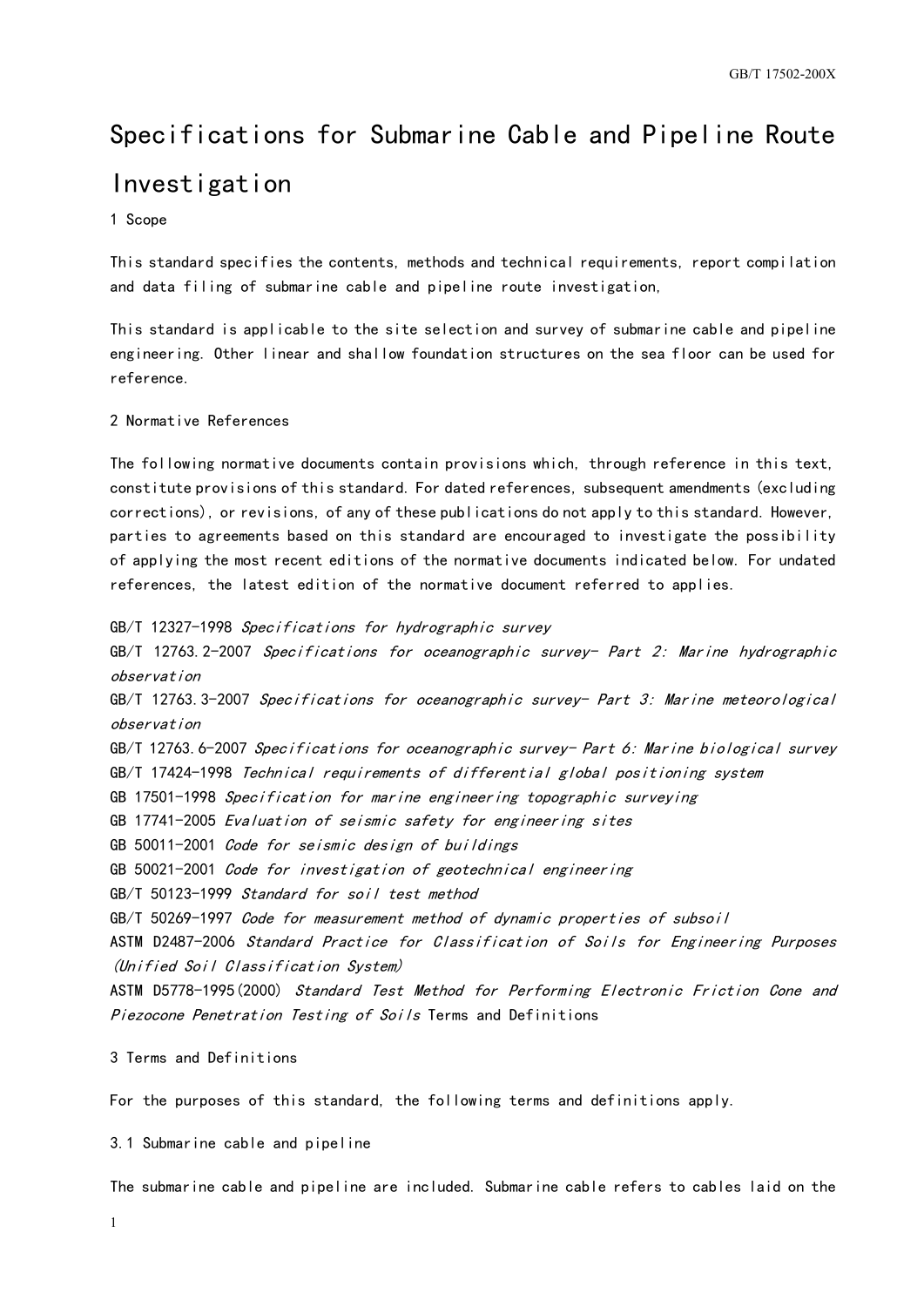# Specifications for Submarine Cable and Pipeline Route Investigation

## 1 Scope

This standard specifies the contents, methods and technical requirements, report compilation and data filing of submarine cable and pipeline route investigation,

This standard is applicable to the site selection and survey of submarine cable and pipeline engineering. Other linear and shallow foundation structures on the sea floor can be used for reference.

## 2 Normative References

The following normative documents contain provisions which, through reference in this text, constitute provisions of this standard. For dated references, subsequent amendments (excluding corrections), or revisions, of any of these publications do not apply to this standard. However, parties to agreements based on this standard are encouraged to investigate the possibility of applying the most recent editions of the normative documents indicated below. For undated references, the latest edition of the normative document referred to applies.

GB/T 12327-1998 *Specifications for hydrographic survey*
GB/T 12763.2-2007 *Specifications for oceanographic survey- Part 2: Marine hydrographic observation*
GB/T 12763.3-2007 *Specifications for oceanographic survey- Part 3: Marine meteorological observation*
GB/T 12763.6-2007 *Specifications for oceanographic survey- Part 6: Marine biological survey*
GB/T 17424-1998 *Technical requirements of differential global positioning system*
GB 17501-1998 *Specification for marine engineering topographic surveying*
GB 17741-2005 *Evaluation of seismic safety for engineering sites*
GB 50011-2001 *Code for seismic design of buildings*
GB 50021-2001 *Code for investigation of geotechnical engineering*
GB/T 50123-1999 *Standard for soil test method*
GB/T 50269-1997 *Code for measurement method of dynamic properties of subsoil*
ASTM D2487-2006 *Standard Practice for Classification of Soils for Engineering Purposes (Unified Soil Classification System)*
ASTM D5778-1995(2000) *Standard Test Method for Performing Electronic Friction Cone and Piezocone Penetration Testing of Soils* Terms and Definitions

## 3 Terms and Definitions

For the purposes of this standard, the following terms and definitions apply.

### 3.1 Submarine cable and pipeline

The submarine cable and pipeline are included. Submarine cable refers to cables laid on the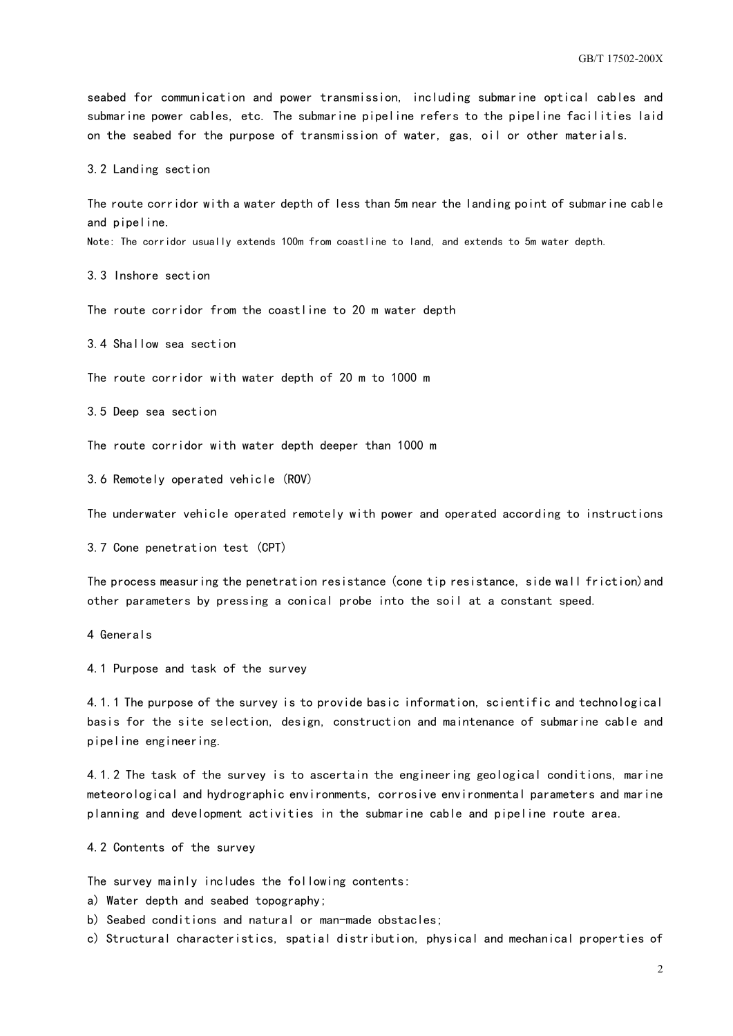seabed for communication and power transmission, including submarine optical cables and submarine power cables, etc. The submarine pipeline refers to the pipeline facilities laid on the seabed for the purpose of transmission of water, gas, oil or other materials.

### 3.2 Landing section

The route corridor with a water depth of less than 5m near the landing point of submarine cable and pipeline.

Note: The corridor usually extends 100m from coastline to land, and extends to 5m water depth.

### 3.3 Inshore section

The route corridor from the coastline to 20 m water depth

### 3.4 Shallow sea section

The route corridor with water depth of 20 m to 1000 m

### 3.5 Deep sea section

The route corridor with water depth deeper than 1000 m

### 3.6 Remotely operated vehicle (ROV)

The underwater vehicle operated remotely with power and operated according to instructions

### 3.7 Cone penetration test (CPT)

The process measuring the penetration resistance (cone tip resistance, side wall friction) and other parameters by pressing a conical probe into the soil at a constant speed.

## 4 Generals

### 4.1 Purpose and task of the survey

4.1.1 The purpose of the survey is to provide basic information, scientific and technological basis for the site selection, design, construction and maintenance of submarine cable and pipeline engineering.

4.1.2 The task of the survey is to ascertain the engineering geological conditions, marine meteorological and hydrographic environments, corrosive environmental parameters and marine planning and development activities in the submarine cable and pipeline route area.

### 4.2 Contents of the survey

The survey mainly includes the following contents:

a) Water depth and seabed topography;

b) Seabed conditions and natural or man-made obstacles;

c) Structural characteristics, spatial distribution, physical and mechanical properties of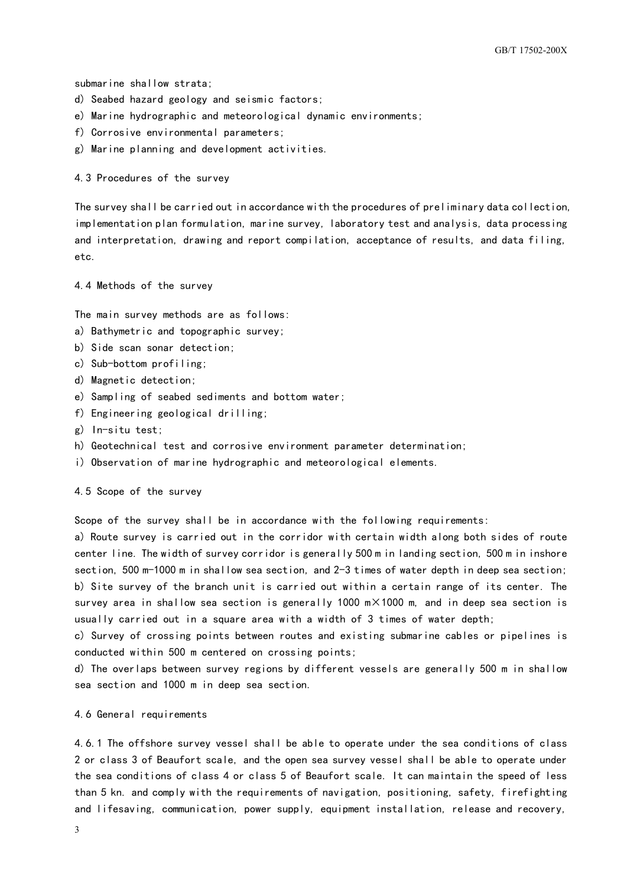submarine shallow strata;

d) Seabed hazard geology and seismic factors;

e) Marine hydrographic and meteorological dynamic environments;

f) Corrosive environmental parameters;

g) Marine planning and development activities.

### 4.3 Procedures of the survey

The survey shall be carried out in accordance with the procedures of preliminary data collection, implementation plan formulation, marine survey, laboratory test and analysis, data processing and interpretation, drawing and report compilation, acceptance of results, and data filing, etc.

### 4.4 Methods of the survey

The main survey methods are as follows:

a) Bathymetric and topographic survey;

b) Side scan sonar detection;

c) Sub-bottom profiling;

d) Magnetic detection;

e) Sampling of seabed sediments and bottom water;

f) Engineering geological drilling;

g) In-situ test;

h) Geotechnical test and corrosive environment parameter determination;

i) Observation of marine hydrographic and meteorological elements.

### 4.5 Scope of the survey

Scope of the survey shall be in accordance with the following requirements:

a) Route survey is carried out in the corridor with certain width along both sides of route center line. The width of survey corridor is generally 500 m in landing section, 500 m in inshore section, 500 m-1000 m in shallow sea section, and 2-3 times of water depth in deep sea section;

b) Site survey of the branch unit is carried out within a certain range of its center. The survey area in shallow sea section is generally 1000 m×1000 m, and in deep sea section is usually carried out in a square area with a width of 3 times of water depth;

c) Survey of crossing points between routes and existing submarine cables or pipelines is conducted within 500 m centered on crossing points;

d) The overlaps between survey regions by different vessels are generally 500 m in shallow sea section and 1000 m in deep sea section.

### 4.6 General requirements

4.6.1 The offshore survey vessel shall be able to operate under the sea conditions of class 2 or class 3 of Beaufort scale, and the open sea survey vessel shall be able to operate under the sea conditions of class 4 or class 5 of Beaufort scale. It can maintain the speed of less than 5 kn. and comply with the requirements of navigation, positioning, safety, firefighting and lifesaving, communication, power supply, equipment installation, release and recovery,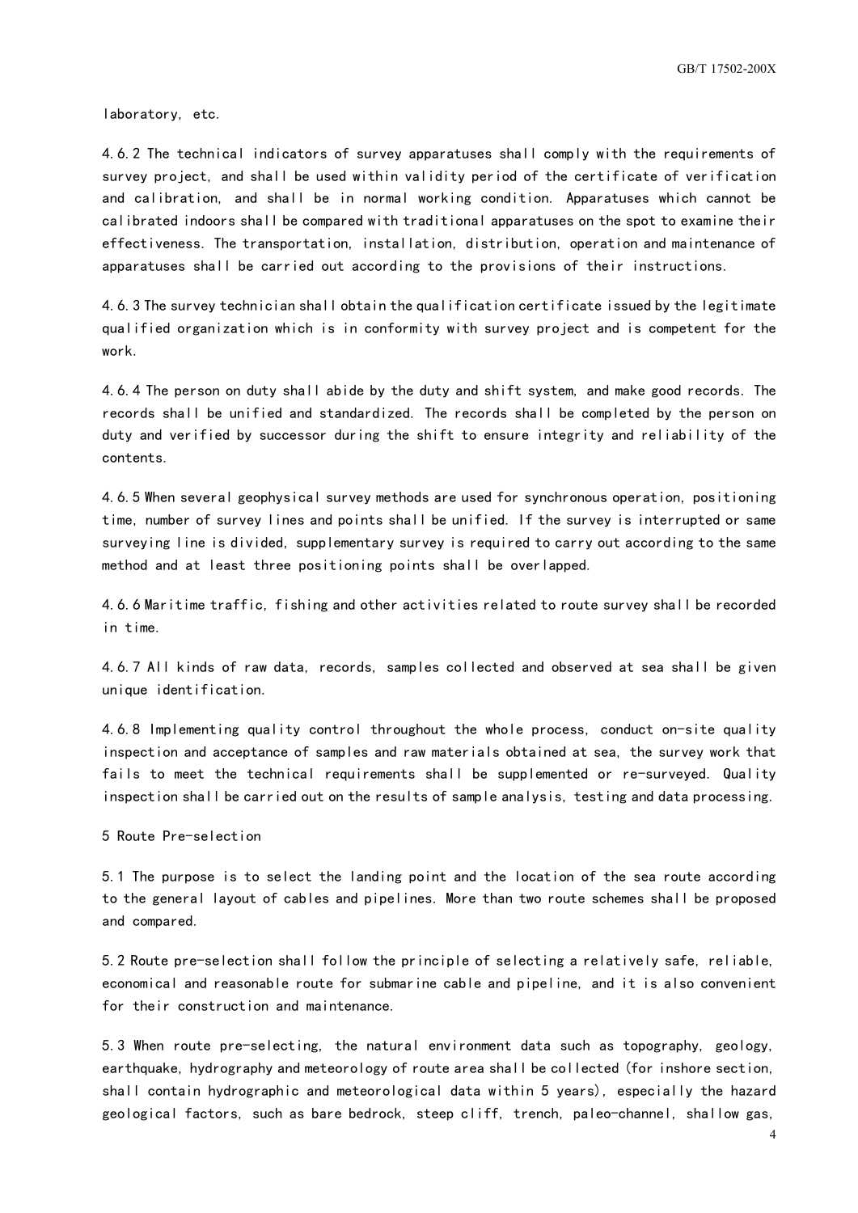laboratory, etc.

4.6.2 The technical indicators of survey apparatuses shall comply with the requirements of survey project, and shall be used within validity period of the certificate of verification and calibration, and shall be in normal working condition. Apparatuses which cannot be calibrated indoors shall be compared with traditional apparatuses on the spot to examine their effectiveness. The transportation, installation, distribution, operation and maintenance of apparatuses shall be carried out according to the provisions of their instructions.

4.6.3 The survey technician shall obtain the qualification certificate issued by the legitimate qualified organization which is in conformity with survey project and is competent for the work.

4.6.4 The person on duty shall abide by the duty and shift system, and make good records. The records shall be unified and standardized. The records shall be completed by the person on duty and verified by successor during the shift to ensure integrity and reliability of the contents.

4.6.5 When several geophysical survey methods are used for synchronous operation, positioning time, number of survey lines and points shall be unified. If the survey is interrupted or same surveying line is divided, supplementary survey is required to carry out according to the same method and at least three positioning points shall be overlapped.

4.6.6 Maritime traffic, fishing and other activities related to route survey shall be recorded in time.

4.6.7 All kinds of raw data, records, samples collected and observed at sea shall be given unique identification.

4.6.8 Implementing quality control throughout the whole process, conduct on-site quality inspection and acceptance of samples and raw materials obtained at sea, the survey work that fails to meet the technical requirements shall be supplemented or re-surveyed. Quality inspection shall be carried out on the results of sample analysis, testing and data processing.

## 5 Route Pre-selection

5.1 The purpose is to select the landing point and the location of the sea route according to the general layout of cables and pipelines. More than two route schemes shall be proposed and compared.

5.2 Route pre-selection shall follow the principle of selecting a relatively safe, reliable, economical and reasonable route for submarine cable and pipeline, and it is also convenient for their construction and maintenance.

5.3 When route pre-selecting, the natural environment data such as topography, geology, earthquake, hydrography and meteorology of route area shall be collected (for inshore section, shall contain hydrographic and meteorological data within 5 years), especially the hazard geological factors, such as bare bedrock, steep cliff, trench, paleo-channel, shallow gas,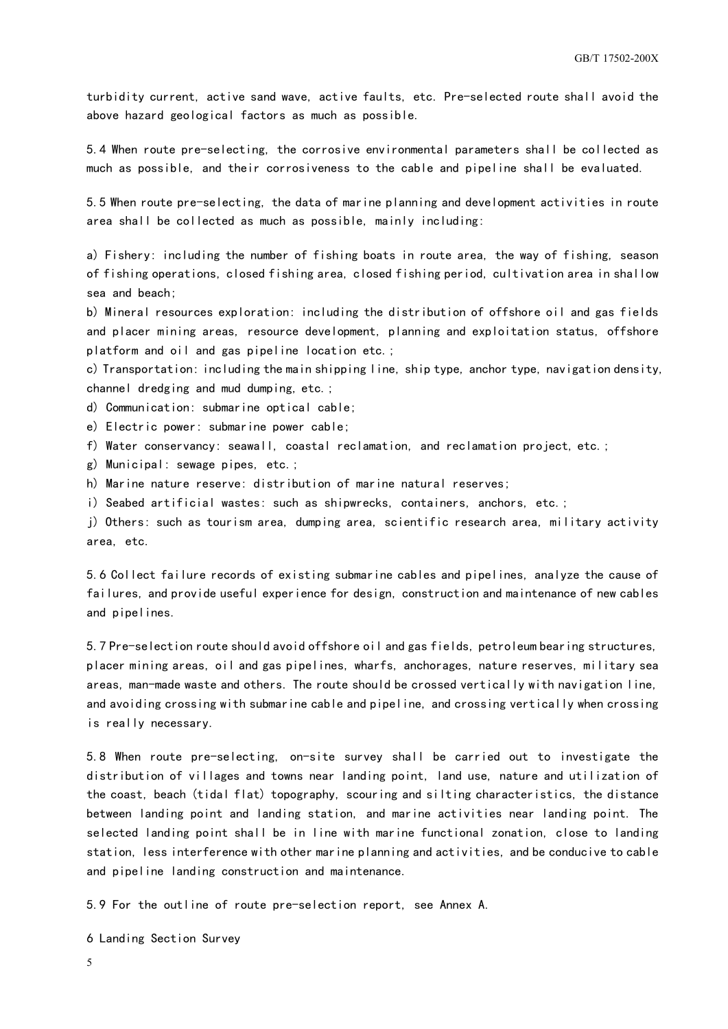turbidity current, active sand wave, active faults, etc. Pre-selected route shall avoid the above hazard geological factors as much as possible.

5.4 When route pre-selecting, the corrosive environmental parameters shall be collected as much as possible, and their corrosiveness to the cable and pipeline shall be evaluated.

5.5 When route pre-selecting, the data of marine planning and development activities in route area shall be collected as much as possible, mainly including:

a) Fishery: including the number of fishing boats in route area, the way of fishing, season of fishing operations, closed fishing area, closed fishing period, cultivation area in shallow sea and beach;
b) Mineral resources exploration: including the distribution of offshore oil and gas fields and placer mining areas, resource development, planning and exploitation status, offshore platform and oil and gas pipeline location etc.;
c) Transportation: including the main shipping line, ship type, anchor type, navigation density, channel dredging and mud dumping, etc.;
d) Communication: submarine optical cable;
e) Electric power: submarine power cable;
f) Water conservancy: seawall, coastal reclamation, and reclamation project, etc.;
g) Municipal: sewage pipes, etc.;
h) Marine nature reserve: distribution of marine natural reserves;
i) Seabed artificial wastes: such as shipwrecks, containers, anchors, etc.;
j) Others: such as tourism area, dumping area, scientific research area, military activity area, etc.

5.6 Collect failure records of existing submarine cables and pipelines, analyze the cause of failures, and provide useful experience for design, construction and maintenance of new cables and pipelines.

5.7 Pre-selection route should avoid offshore oil and gas fields, petroleum bearing structures, placer mining areas, oil and gas pipelines, wharfs, anchorages, nature reserves, military sea areas, man-made waste and others. The route should be crossed vertically with navigation line, and avoiding crossing with submarine cable and pipeline, and crossing vertically when crossing is really necessary.

5.8 When route pre-selecting, on-site survey shall be carried out to investigate the distribution of villages and towns near landing point, land use, nature and utilization of the coast, beach (tidal flat) topography, scouring and silting characteristics, the distance between landing point and landing station, and marine activities near landing point. The selected landing point shall be in line with marine functional zonation, close to landing station, less interference with other marine planning and activities, and be conducive to cable and pipeline landing construction and maintenance.

5.9 For the outline of route pre-selection report, see Annex A.

## 6 Landing Section Survey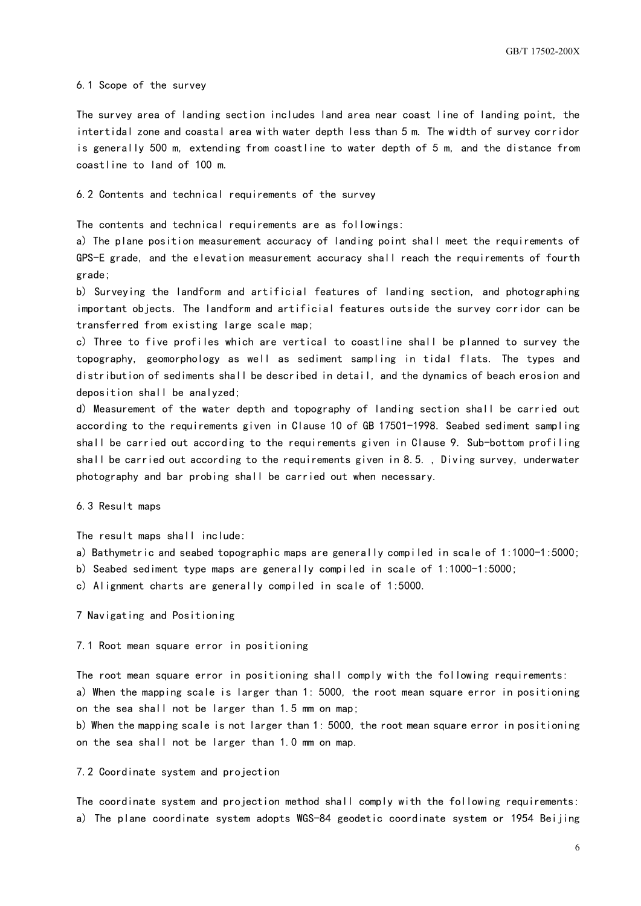### 6.1 Scope of the survey

The survey area of landing section includes land area near coast line of landing point, the intertidal zone and coastal area with water depth less than 5 m. The width of survey corridor is generally 500 m, extending from coastline to water depth of 5 m, and the distance from coastline to land of 100 m.

### 6.2 Contents and technical requirements of the survey

The contents and technical requirements are as followings:

a) The plane position measurement accuracy of landing point shall meet the requirements of GPS-E grade, and the elevation measurement accuracy shall reach the requirements of fourth grade;

b) Surveying the landform and artificial features of landing section, and photographing important objects. The landform and artificial features outside the survey corridor can be transferred from existing large scale map;

c) Three to five profiles which are vertical to coastline shall be planned to survey the topography, geomorphology as well as sediment sampling in tidal flats. The types and distribution of sediments shall be described in detail, and the dynamics of beach erosion and deposition shall be analyzed;

d) Measurement of the water depth and topography of landing section shall be carried out according to the requirements given in Clause 10 of GB 17501-1998. Seabed sediment sampling shall be carried out according to the requirements given in Clause 9. Sub-bottom profiling shall be carried out according to the requirements given in 8.5. , Diving survey, underwater photography and bar probing shall be carried out when necessary.

### 6.3 Result maps

The result maps shall include:

a) Bathymetric and seabed topographic maps are generally compiled in scale of 1:1000-1:5000;

b) Seabed sediment type maps are generally compiled in scale of 1:1000-1:5000;

c) Alignment charts are generally compiled in scale of 1:5000.

## 7 Navigating and Positioning

### 7.1 Root mean square error in positioning

The root mean square error in positioning shall comply with the following requirements:

a) When the mapping scale is larger than 1: 5000, the root mean square error in positioning on the sea shall not be larger than 1.5 mm on map;

b) When the mapping scale is not larger than 1: 5000, the root mean square error in positioning on the sea shall not be larger than 1.0 mm on map.

### 7.2 Coordinate system and projection

The coordinate system and projection method shall comply with the following requirements:

a) The plane coordinate system adopts WGS-84 geodetic coordinate system or 1954 Beijing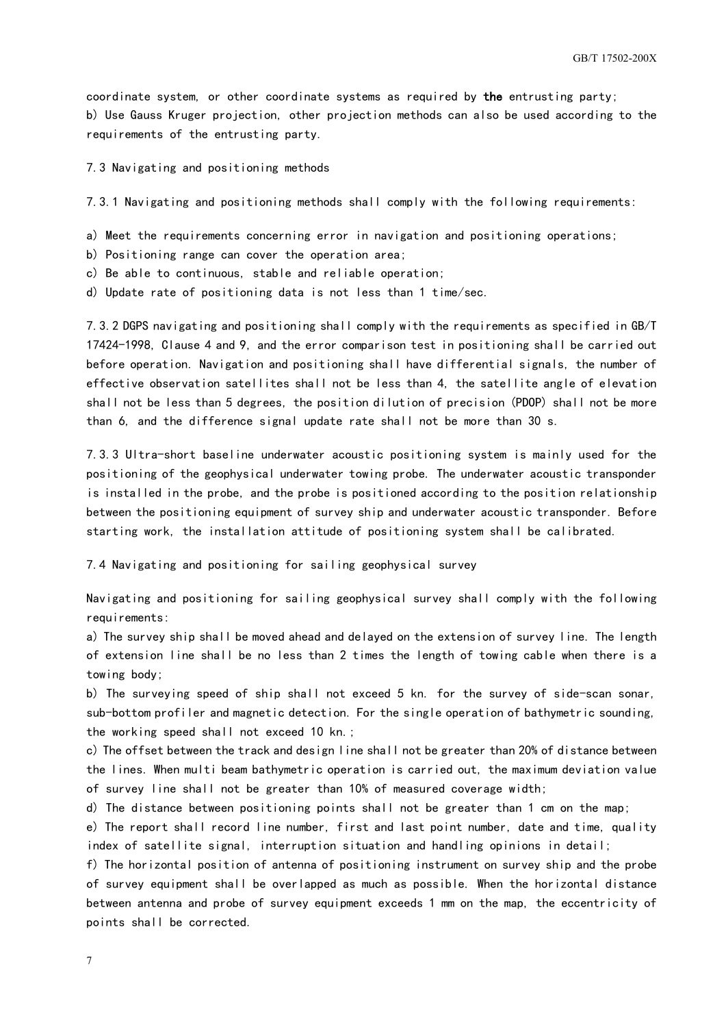coordinate system, or other coordinate systems as required by **the** entrusting party;
b) Use Gauss Kruger projection, other projection methods can also be used according to the requirements of the entrusting party.

### 7.3 Navigating and positioning methods

7.3.1 Navigating and positioning methods shall comply with the following requirements:

a) Meet the requirements concerning error in navigation and positioning operations;
b) Positioning range can cover the operation area;
c) Be able to continuous, stable and reliable operation;
d) Update rate of positioning data is not less than 1 time/sec.

7.3.2 DGPS navigating and positioning shall comply with the requirements as specified in GB/T 17424-1998, Clause 4 and 9, and the error comparison test in positioning shall be carried out before operation. Navigation and positioning shall have differential signals, the number of effective observation satellites shall not be less than 4, the satellite angle of elevation shall not be less than 5 degrees, the position dilution of precision (PDOP) shall not be more than 6, and the difference signal update rate shall not be more than 30 s.

7.3.3 Ultra-short baseline underwater acoustic positioning system is mainly used for the positioning of the geophysical underwater towing probe. The underwater acoustic transponder is installed in the probe, and the probe is positioned according to the position relationship between the positioning equipment of survey ship and underwater acoustic transponder. Before starting work, the installation attitude of positioning system shall be calibrated.

### 7.4 Navigating and positioning for sailing geophysical survey

Navigating and positioning for sailing geophysical survey shall comply with the following requirements:

a) The survey ship shall be moved ahead and delayed on the extension of survey line. The length of extension line shall be no less than 2 times the length of towing cable when there is a towing body;
b) The surveying speed of ship shall not exceed 5 kn. for the survey of side-scan sonar, sub-bottom profiler and magnetic detection. For the single operation of bathymetric sounding, the working speed shall not exceed 10 kn.;
c) The offset between the track and design line shall not be greater than 20% of distance between the lines. When multi beam bathymetric operation is carried out, the maximum deviation value of survey line shall not be greater than 10% of measured coverage width;
d) The distance between positioning points shall not be greater than 1 cm on the map;
e) The report shall record line number, first and last point number, date and time, quality index of satellite signal, interruption situation and handling opinions in detail;
f) The horizontal position of antenna of positioning instrument on survey ship and the probe of survey equipment shall be overlapped as much as possible. When the horizontal distance between antenna and probe of survey equipment exceeds 1 mm on the map, the eccentricity of points shall be corrected.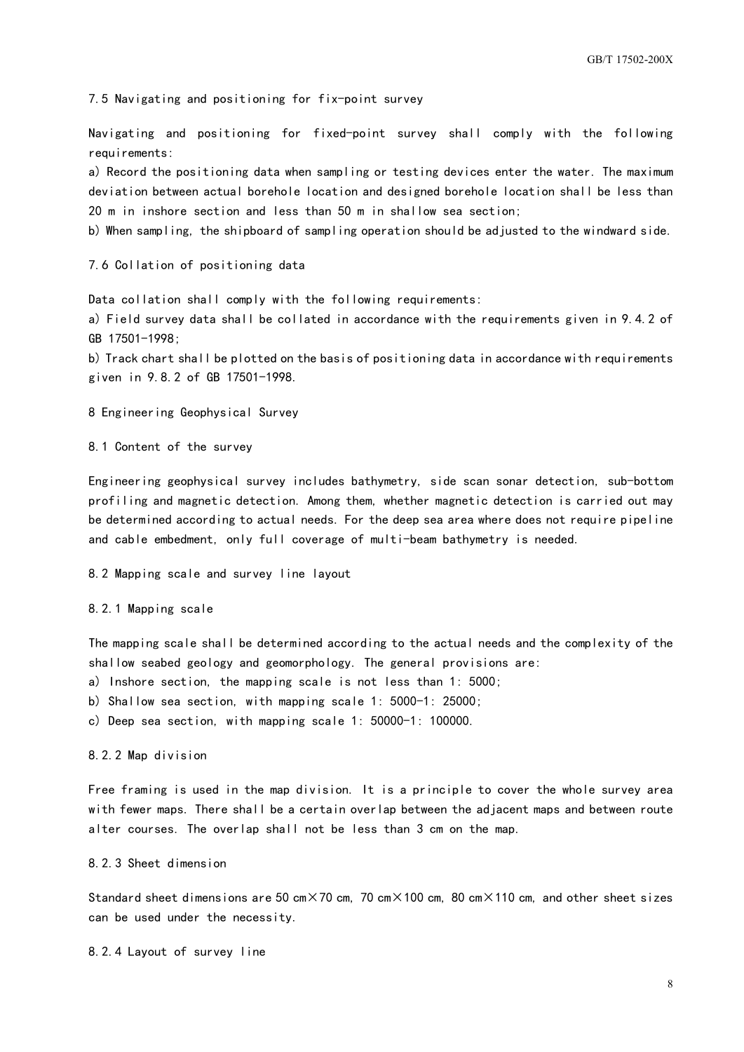### 7.5 Navigating and positioning for fix-point survey

Navigating and positioning for fixed-point survey shall comply with the following requirements:

a) Record the positioning data when sampling or testing devices enter the water. The maximum deviation between actual borehole location and designed borehole location shall be less than 20 m in inshore section and less than 50 m in shallow sea section;

b) When sampling, the shipboard of sampling operation should be adjusted to the windward side.

### 7.6 Collation of positioning data

Data collation shall comply with the following requirements:

a) Field survey data shall be collated in accordance with the requirements given in 9.4.2 of GB 17501-1998;

b) Track chart shall be plotted on the basis of positioning data in accordance with requirements given in 9.8.2 of GB 17501-1998.

## 8 Engineering Geophysical Survey

### 8.1 Content of the survey

Engineering geophysical survey includes bathymetry, side scan sonar detection, sub-bottom profiling and magnetic detection. Among them, whether magnetic detection is carried out may be determined according to actual needs. For the deep sea area where does not require pipeline and cable embedment, only full coverage of multi-beam bathymetry is needed.

### 8.2 Mapping scale and survey line layout

#### 8.2.1 Mapping scale

The mapping scale shall be determined according to the actual needs and the complexity of the shallow seabed geology and geomorphology. The general provisions are:

a) Inshore section, the mapping scale is not less than 1: 5000;

b) Shallow sea section, with mapping scale 1: 5000-1: 25000;

c) Deep sea section, with mapping scale 1: 50000-1: 100000.

#### 8.2.2 Map division

Free framing is used in the map division. It is a principle to cover the whole survey area with fewer maps. There shall be a certain overlap between the adjacent maps and between route alter courses. The overlap shall not be less than 3 cm on the map.

#### 8.2.3 Sheet dimension

Standard sheet dimensions are 50 cm×70 cm, 70 cm×100 cm, 80 cm×110 cm, and other sheet sizes can be used under the necessity.

#### 8.2.4 Layout of survey line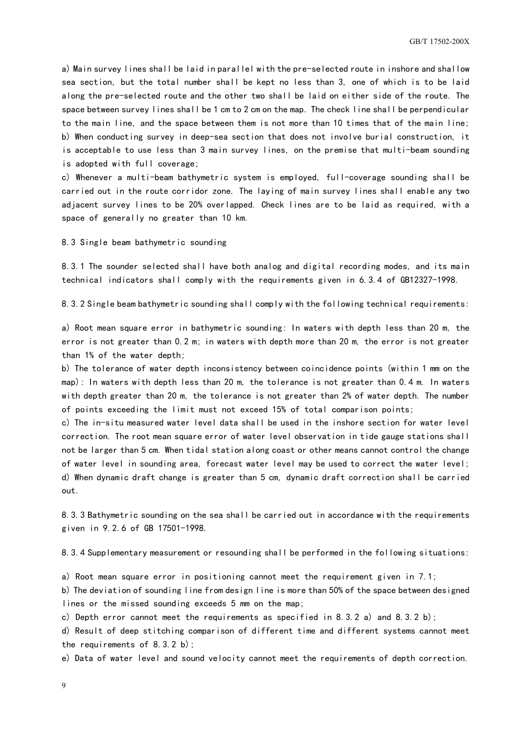a) Main survey lines shall be laid in parallel with the pre-selected route in inshore and shallow sea section, but the total number shall be kept no less than 3, one of which is to be laid along the pre-selected route and the other two shall be laid on either side of the route. The space between survey lines shall be 1 cm to 2 cm on the map. The check line shall be perpendicular to the main line, and the space between them is not more than 10 times that of the main line;

b) When conducting survey in deep-sea section that does not involve burial construction, it is acceptable to use less than 3 main survey lines, on the premise that multi-beam sounding is adopted with full coverage;

c) Whenever a multi-beam bathymetric system is employed, full-coverage sounding shall be carried out in the route corridor zone. The laying of main survey lines shall enable any two adjacent survey lines to be 20% overlapped. Check lines are to be laid as required, with a space of generally no greater than 10 km.

### 8.3 Single beam bathymetric sounding

8.3.1 The sounder selected shall have both analog and digital recording modes, and its main technical indicators shall comply with the requirements given in 6.3.4 of GB12327-1998.

8.3.2 Single beam bathymetric sounding shall comply with the following technical requirements:

a) Root mean square error in bathymetric sounding: In waters with depth less than 20 m, the error is not greater than 0.2 m; in waters with depth more than 20 m, the error is not greater than 1% of the water depth;

b) The tolerance of water depth inconsistency between coincidence points (within 1 mm on the map): In waters with depth less than 20 m, the tolerance is not greater than 0.4 m. In waters with depth greater than 20 m, the tolerance is not greater than 2% of water depth. The number of points exceeding the limit must not exceed 15% of total comparison points;

c) The in-situ measured water level data shall be used in the inshore section for water level correction. The root mean square error of water level observation in tide gauge stations shall not be larger than 5 cm. When tidal station along coast or other means cannot control the change of water level in sounding area, forecast water level may be used to correct the water level;

d) When dynamic draft change is greater than 5 cm, dynamic draft correction shall be carried out.

8.3.3 Bathymetric sounding on the sea shall be carried out in accordance with the requirements given in 9.2.6 of GB 17501-1998.

8.3.4 Supplementary measurement or resounding shall be performed in the following situations:

a) Root mean square error in positioning cannot meet the requirement given in 7.1;

b) The deviation of sounding line from design line is more than 50% of the space between designed lines or the missed sounding exceeds 5 mm on the map;

c) Depth error cannot meet the requirements as specified in 8.3.2 a) and 8.3.2 b);

d) Result of deep stitching comparison of different time and different systems cannot meet the requirements of 8.3.2 b);

e) Data of water level and sound velocity cannot meet the requirements of depth correction.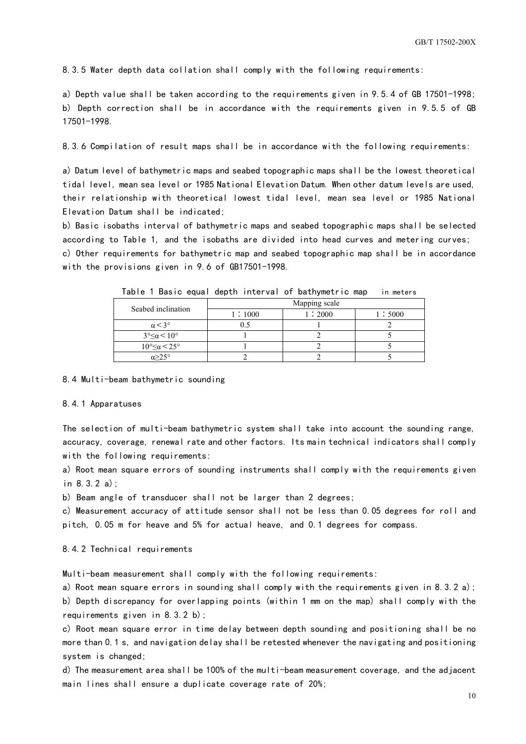8.3.5 Water depth data collation shall comply with the following requirements:

a) Depth value shall be taken according to the requirements given in 9.5.4 of GB 17501-1998;

b) Depth correction shall be in accordance with the requirements given in 9.5.5 of GB 17501-1998.

8.3.6 Compilation of result maps shall be in accordance with the following requirements:

a) Datum level of bathymetric maps and seabed topographic maps shall be the lowest theoretical tidal level, mean sea level or 1985 National Elevation Datum. When other datum levels are used, their relationship with theoretical lowest tidal level, mean sea level or 1985 National Elevation Datum shall be indicated;

b) Basic isobaths interval of bathymetric maps and seabed topographic maps shall be selected according to Table 1, and the isobaths are divided into head curves and metering curves;

c) Other requirements for bathymetric map and seabed topographic map shall be in accordance with the provisions given in 9.6 of GB17501-1998.

Table 1 Basic equal depth interval of bathymetric map in meters

| Seabed inclination | Mapping scale | | |
|---|---|---|---|
| | 1：1000 | 1：2000 | 1：5000 |
| $\alpha < 3°$ | 0.5 | 1 | 2 |
| $3° \leq \alpha < 10°$ | 1 | 2 | 5 |
| $10° \leq \alpha < 25°$ | 1 | 2 | 5 |
| $\alpha \geq 25°$ | 2 | 2 | 5 |

8.4 Multi-beam bathymetric sounding

8.4.1 Apparatuses

The selection of multi-beam bathymetric system shall take into account the sounding range, accuracy, coverage, renewal rate and other factors. Its main technical indicators shall comply with the following requirements:

a) Root mean square errors of sounding instruments shall comply with the requirements given in 8.3.2 a);

b) Beam angle of transducer shall not be larger than 2 degrees;

c) Measurement accuracy of attitude sensor shall not be less than 0.05 degrees for roll and pitch, 0.05 m for heave and 5% for actual heave, and 0.1 degrees for compass.

8.4.2 Technical requirements

Multi-beam measurement shall comply with the following requirements:

a) Root mean square errors in sounding shall comply with the requirements given in 8.3.2 a);

b) Depth discrepancy for overlapping points (within 1 mm on the map) shall comply with the requirements given in 8.3.2 b);

c) Root mean square error in time delay between depth sounding and positioning shall be no more than 0.1 s, and navigation delay shall be retested whenever the navigating and positioning system is changed;

d) The measurement area shall be 100% of the multi-beam measurement coverage, and the adjacent main lines shall ensure a duplicate coverage rate of 20%;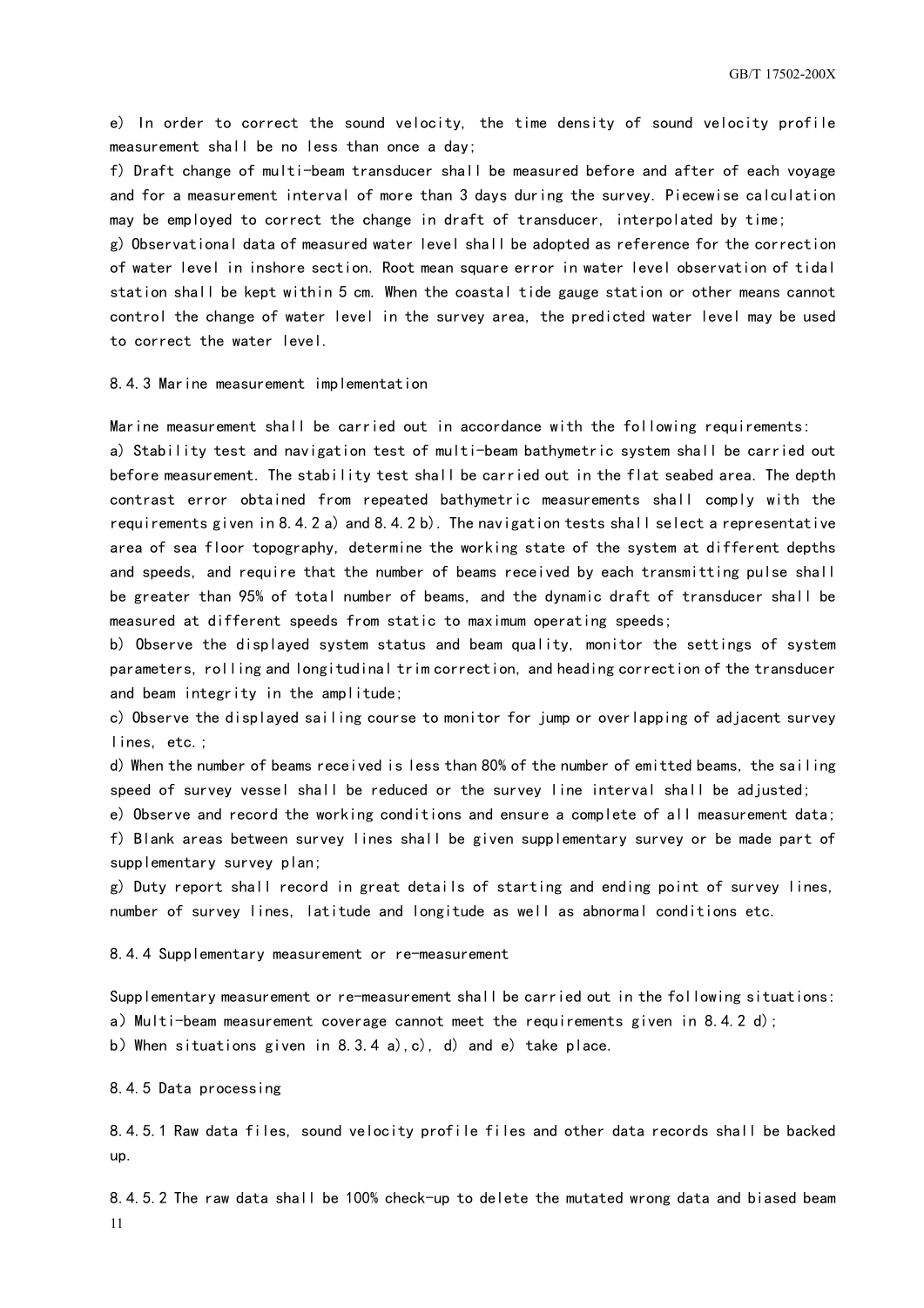e) In order to correct the sound velocity, the time density of sound velocity profile measurement shall be no less than once a day;

f) Draft change of multi-beam transducer shall be measured before and after of each voyage and for a measurement interval of more than 3 days during the survey. Piecewise calculation may be employed to correct the change in draft of transducer, interpolated by time;

g) Observational data of measured water level shall be adopted as reference for the correction of water level in inshore section. Root mean square error in water level observation of tidal station shall be kept within 5 cm. When the coastal tide gauge station or other means cannot control the change of water level in the survey area, the predicted water level may be used to correct the water level.

#### 8.4.3 Marine measurement implementation

Marine measurement shall be carried out in accordance with the following requirements:

a) Stability test and navigation test of multi-beam bathymetric system shall be carried out before measurement. The stability test shall be carried out in the flat seabed area. The depth contrast error obtained from repeated bathymetric measurements shall comply with the requirements given in 8.4.2 a) and 8.4.2 b). The navigation tests shall select a representative area of sea floor topography, determine the working state of the system at different depths and speeds, and require that the number of beams received by each transmitting pulse shall be greater than 95% of total number of beams, and the dynamic draft of transducer shall be measured at different speeds from static to maximum operating speeds;

b) Observe the displayed system status and beam quality, monitor the settings of system parameters, rolling and longitudinal trim correction, and heading correction of the transducer and beam integrity in the amplitude;

c) Observe the displayed sailing course to monitor for jump or overlapping of adjacent survey lines, etc.;

d) When the number of beams received is less than 80% of the number of emitted beams, the sailing speed of survey vessel shall be reduced or the survey line interval shall be adjusted;

e) Observe and record the working conditions and ensure a complete of all measurement data;

f) Blank areas between survey lines shall be given supplementary survey or be made part of supplementary survey plan;

g) Duty report shall record in great details of starting and ending point of survey lines, number of survey lines, latitude and longitude as well as abnormal conditions etc.

#### 8.4.4 Supplementary measurement or re-measurement

Supplementary measurement or re-measurement shall be carried out in the following situations:

a) Multi-beam measurement coverage cannot meet the requirements given in 8.4.2 d);

b) When situations given in 8.3.4 a),c), d) and e) take place.

#### 8.4.5 Data processing

8.4.5.1 Raw data files, sound velocity profile files and other data records shall be backed up.

8.4.5.2 The raw data shall be 100% check-up to delete the mutated wrong data and biased beam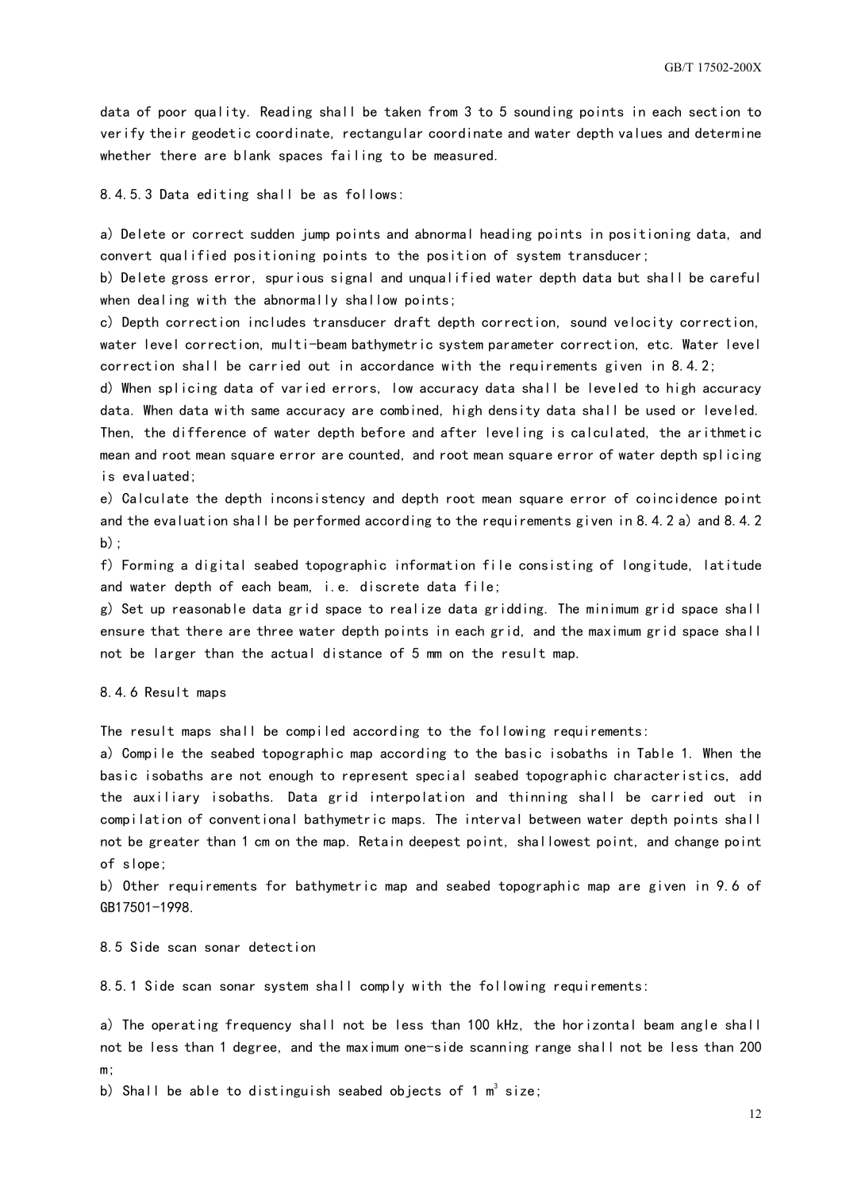data of poor quality. Reading shall be taken from 3 to 5 sounding points in each section to verify their geodetic coordinate, rectangular coordinate and water depth values and determine whether there are blank spaces failing to be measured.

8.4.5.3 Data editing shall be as follows:

a) Delete or correct sudden jump points and abnormal heading points in positioning data, and convert qualified positioning points to the position of system transducer;

b) Delete gross error, spurious signal and unqualified water depth data but shall be careful when dealing with the abnormally shallow points;

c) Depth correction includes transducer draft depth correction, sound velocity correction, water level correction, multi-beam bathymetric system parameter correction, etc. Water level correction shall be carried out in accordance with the requirements given in 8.4.2;

d) When splicing data of varied errors, low accuracy data shall be leveled to high accuracy data. When data with same accuracy are combined, high density data shall be used or leveled. Then, the difference of water depth before and after leveling is calculated, the arithmetic mean and root mean square error are counted, and root mean square error of water depth splicing is evaluated;

e) Calculate the depth inconsistency and depth root mean square error of coincidence point and the evaluation shall be performed according to the requirements given in 8.4.2 a) and 8.4.2 b);

f) Forming a digital seabed topographic information file consisting of longitude, latitude and water depth of each beam, i.e. discrete data file;

g) Set up reasonable data grid space to realize data gridding. The minimum grid space shall ensure that there are three water depth points in each grid, and the maximum grid space shall not be larger than the actual distance of 5 mm on the result map.

8.4.6 Result maps

The result maps shall be compiled according to the following requirements:

a) Compile the seabed topographic map according to the basic isobaths in Table 1. When the basic isobaths are not enough to represent special seabed topographic characteristics, add the auxiliary isobaths. Data grid interpolation and thinning shall be carried out in compilation of conventional bathymetric maps. The interval between water depth points shall not be greater than 1 cm on the map. Retain deepest point, shallowest point, and change point of slope;

b) Other requirements for bathymetric map and seabed topographic map are given in 9.6 of GB17501-1998.

8.5 Side scan sonar detection

8.5.1 Side scan sonar system shall comply with the following requirements:

a) The operating frequency shall not be less than 100 kHz, the horizontal beam angle shall not be less than 1 degree, and the maximum one-side scanning range shall not be less than 200 m;

b) Shall be able to distinguish seabed objects of 1 $m^3$ size;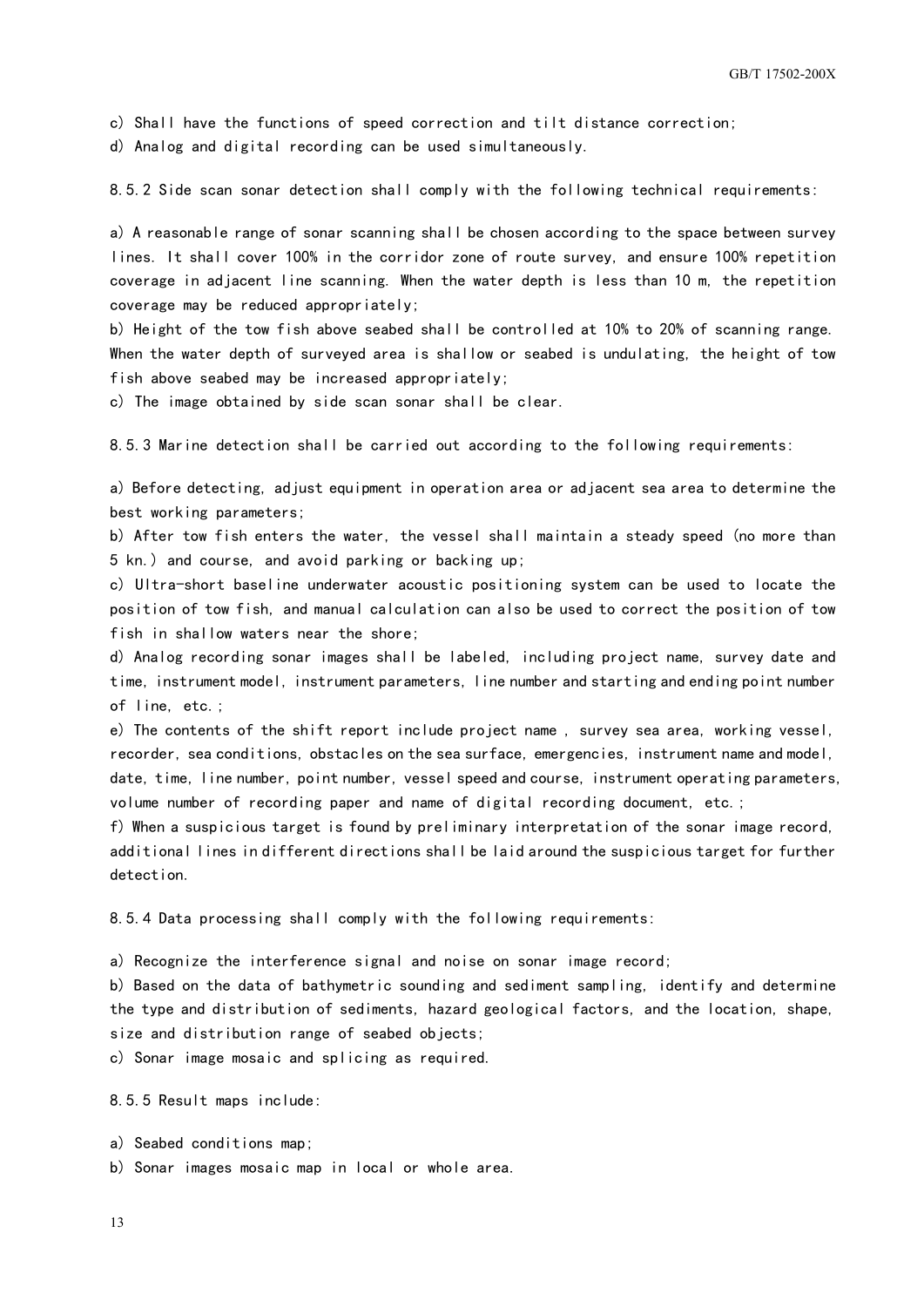c) Shall have the functions of speed correction and tilt distance correction;

d) Analog and digital recording can be used simultaneously.

8.5.2 Side scan sonar detection shall comply with the following technical requirements:

a) A reasonable range of sonar scanning shall be chosen according to the space between survey lines. It shall cover 100% in the corridor zone of route survey, and ensure 100% repetition coverage in adjacent line scanning. When the water depth is less than 10 m, the repetition coverage may be reduced appropriately;

b) Height of the tow fish above seabed shall be controlled at 10% to 20% of scanning range. When the water depth of surveyed area is shallow or seabed is undulating, the height of tow fish above seabed may be increased appropriately;

c) The image obtained by side scan sonar shall be clear.

8.5.3 Marine detection shall be carried out according to the following requirements:

a) Before detecting, adjust equipment in operation area or adjacent sea area to determine the best working parameters;

b) After tow fish enters the water, the vessel shall maintain a steady speed (no more than 5 kn.) and course, and avoid parking or backing up;

c) Ultra-short baseline underwater acoustic positioning system can be used to locate the position of tow fish, and manual calculation can also be used to correct the position of tow fish in shallow waters near the shore;

d) Analog recording sonar images shall be labeled, including project name, survey date and time, instrument model, instrument parameters, line number and starting and ending point number of line, etc.;

e) The contents of the shift report include project name , survey sea area, working vessel, recorder, sea conditions, obstacles on the sea surface, emergencies, instrument name and model, date, time, line number, point number, vessel speed and course, instrument operating parameters, volume number of recording paper and name of digital recording document, etc.;

f) When a suspicious target is found by preliminary interpretation of the sonar image record, additional lines in different directions shall be laid around the suspicious target for further detection.

8.5.4 Data processing shall comply with the following requirements:

a) Recognize the interference signal and noise on sonar image record;

b) Based on the data of bathymetric sounding and sediment sampling, identify and determine the type and distribution of sediments, hazard geological factors, and the location, shape, size and distribution range of seabed objects;

c) Sonar image mosaic and splicing as required.

8.5.5 Result maps include:

a) Seabed conditions map;

b) Sonar images mosaic map in local or whole area.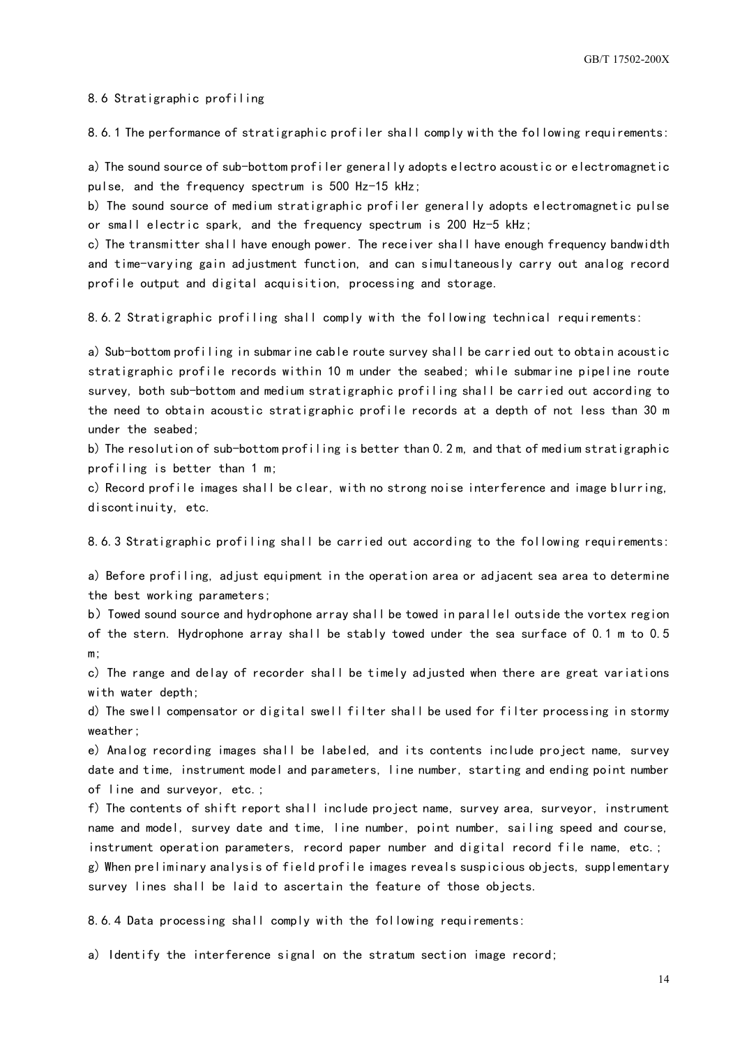### 8.6 Stratigraphic profiling

8.6.1 The performance of stratigraphic profiler shall comply with the following requirements:

a) The sound source of sub-bottom profiler generally adopts electro acoustic or electromagnetic pulse, and the frequency spectrum is 500 Hz-15 kHz;

b) The sound source of medium stratigraphic profiler generally adopts electromagnetic pulse or small electric spark, and the frequency spectrum is 200 Hz-5 kHz;

c) The transmitter shall have enough power. The receiver shall have enough frequency bandwidth and time-varying gain adjustment function, and can simultaneously carry out analog record profile output and digital acquisition, processing and storage.

8.6.2 Stratigraphic profiling shall comply with the following technical requirements:

a) Sub-bottom profiling in submarine cable route survey shall be carried out to obtain acoustic stratigraphic profile records within 10 m under the seabed; while submarine pipeline route survey, both sub-bottom and medium stratigraphic profiling shall be carried out according to the need to obtain acoustic stratigraphic profile records at a depth of not less than 30 m under the seabed;

b) The resolution of sub-bottom profiling is better than 0.2 m, and that of medium stratigraphic profiling is better than 1 m;

c) Record profile images shall be clear, with no strong noise interference and image blurring, discontinuity, etc.

8.6.3 Stratigraphic profiling shall be carried out according to the following requirements:

a) Before profiling, adjust equipment in the operation area or adjacent sea area to determine the best working parameters;

b) Towed sound source and hydrophone array shall be towed in parallel outside the vortex region of the stern. Hydrophone array shall be stably towed under the sea surface of 0.1 m to 0.5 m;

c) The range and delay of recorder shall be timely adjusted when there are great variations with water depth;

d) The swell compensator or digital swell filter shall be used for filter processing in stormy weather;

e) Analog recording images shall be labeled, and its contents include project name, survey date and time, instrument model and parameters, line number, starting and ending point number of line and surveyor, etc.;

f) The contents of shift report shall include project name, survey area, surveyor, instrument name and model, survey date and time, line number, point number, sailing speed and course, instrument operation parameters, record paper number and digital record file name, etc.;

g) When preliminary analysis of field profile images reveals suspicious objects, supplementary survey lines shall be laid to ascertain the feature of those objects.

8.6.4 Data processing shall comply with the following requirements:

a) Identify the interference signal on the stratum section image record;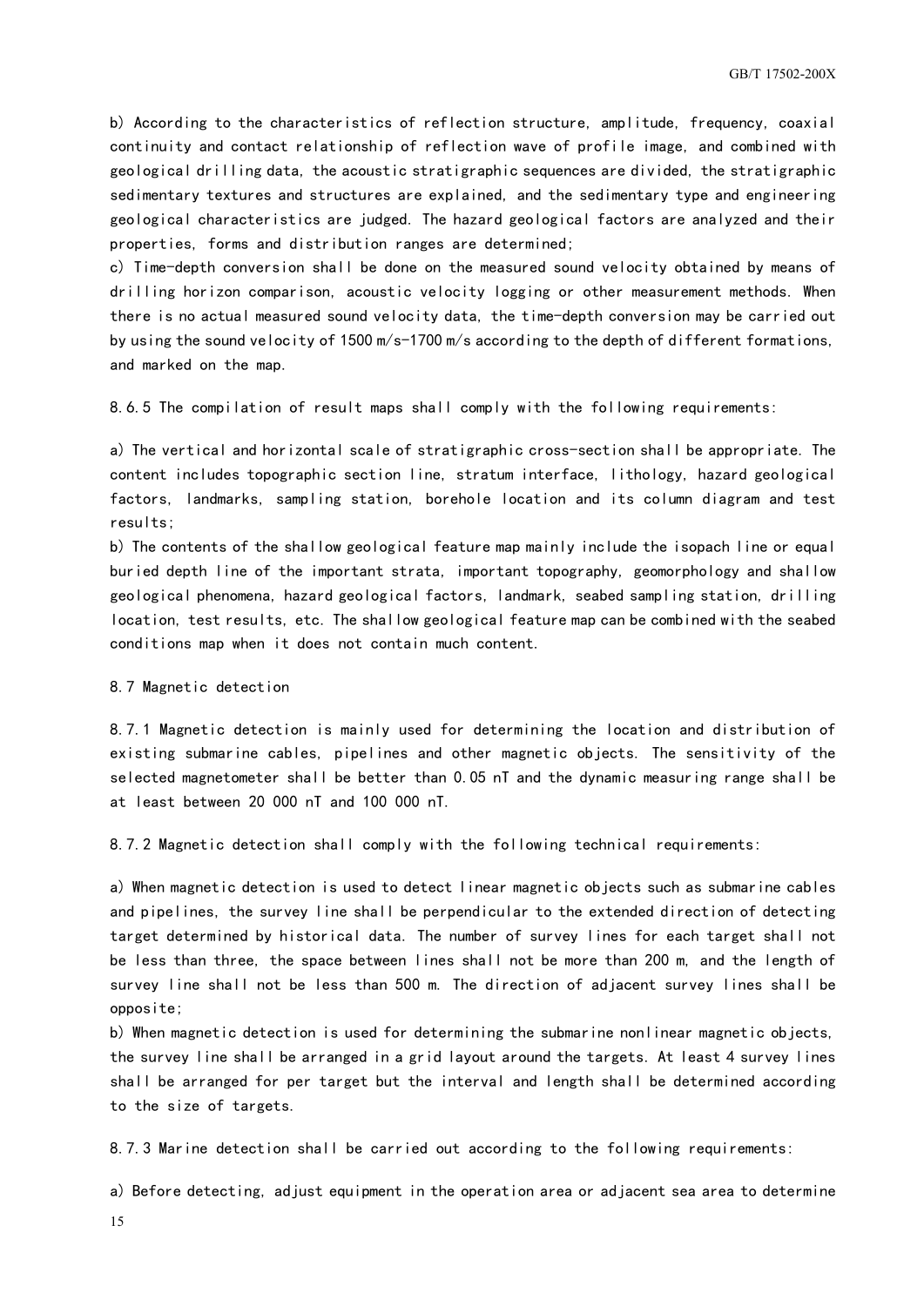b) According to the characteristics of reflection structure, amplitude, frequency, coaxial continuity and contact relationship of reflection wave of profile image, and combined with geological drilling data, the acoustic stratigraphic sequences are divided, the stratigraphic sedimentary textures and structures are explained, and the sedimentary type and engineering geological characteristics are judged. The hazard geological factors are analyzed and their properties, forms and distribution ranges are determined;

c) Time-depth conversion shall be done on the measured sound velocity obtained by means of drilling horizon comparison, acoustic velocity logging or other measurement methods. When there is no actual measured sound velocity data, the time-depth conversion may be carried out by using the sound velocity of 1500 m/s-1700 m/s according to the depth of different formations, and marked on the map.

8.6.5 The compilation of result maps shall comply with the following requirements:

a) The vertical and horizontal scale of stratigraphic cross-section shall be appropriate. The content includes topographic section line, stratum interface, lithology, hazard geological factors, landmarks, sampling station, borehole location and its column diagram and test results;

b) The contents of the shallow geological feature map mainly include the isopach line or equal buried depth line of the important strata, important topography, geomorphology and shallow geological phenomena, hazard geological factors, landmark, seabed sampling station, drilling location, test results, etc. The shallow geological feature map can be combined with the seabed conditions map when it does not contain much content.

## 8.7 Magnetic detection

8.7.1 Magnetic detection is mainly used for determining the location and distribution of existing submarine cables, pipelines and other magnetic objects. The sensitivity of the selected magnetometer shall be better than 0.05 nT and the dynamic measuring range shall be at least between 20 000 nT and 100 000 nT.

8.7.2 Magnetic detection shall comply with the following technical requirements:

a) When magnetic detection is used to detect linear magnetic objects such as submarine cables and pipelines, the survey line shall be perpendicular to the extended direction of detecting target determined by historical data. The number of survey lines for each target shall not be less than three, the space between lines shall not be more than 200 m, and the length of survey line shall not be less than 500 m. The direction of adjacent survey lines shall be opposite;

b) When magnetic detection is used for determining the submarine nonlinear magnetic objects, the survey line shall be arranged in a grid layout around the targets. At least 4 survey lines shall be arranged for per target but the interval and length shall be determined according to the size of targets.

8.7.3 Marine detection shall be carried out according to the following requirements:

a) Before detecting, adjust equipment in the operation area or adjacent sea area to determine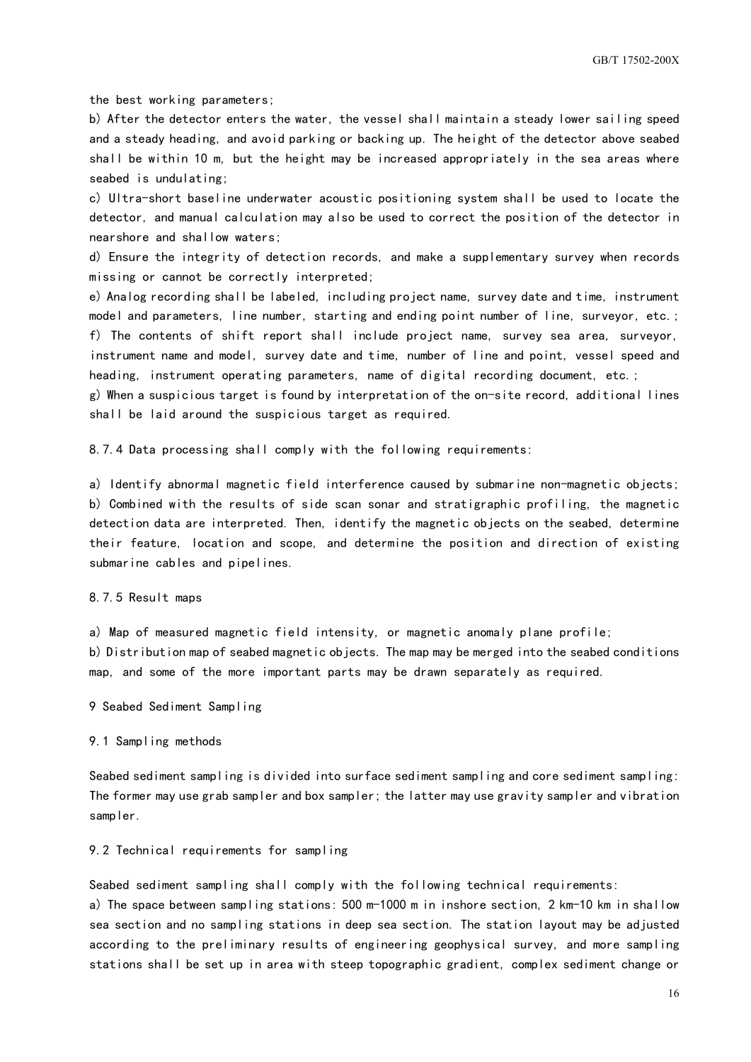the best working parameters;

b) After the detector enters the water, the vessel shall maintain a steady lower sailing speed and a steady heading, and avoid parking or backing up. The height of the detector above seabed shall be within 10 m, but the height may be increased appropriately in the sea areas where seabed is undulating;

c) Ultra-short baseline underwater acoustic positioning system shall be used to locate the detector, and manual calculation may also be used to correct the position of the detector in nearshore and shallow waters;

d) Ensure the integrity of detection records, and make a supplementary survey when records missing or cannot be correctly interpreted;

e) Analog recording shall be labeled, including project name, survey date and time, instrument model and parameters, line number, starting and ending point number of line, surveyor, etc.;

f) The contents of shift report shall include project name, survey sea area, surveyor, instrument name and model, survey date and time, number of line and point, vessel speed and heading, instrument operating parameters, name of digital recording document, etc.;

g) When a suspicious target is found by interpretation of the on-site record, additional lines shall be laid around the suspicious target as required.

8.7.4 Data processing shall comply with the following requirements:

a) Identify abnormal magnetic field interference caused by submarine non-magnetic objects;

b) Combined with the results of side scan sonar and stratigraphic profiling, the magnetic detection data are interpreted. Then, identify the magnetic objects on the seabed, determine their feature, location and scope, and determine the position and direction of existing submarine cables and pipelines.

8.7.5 Result maps

a) Map of measured magnetic field intensity, or magnetic anomaly plane profile;

b) Distribution map of seabed magnetic objects. The map may be merged into the seabed conditions map, and some of the more important parts may be drawn separately as required.

## 9 Seabed Sediment Sampling

### 9.1 Sampling methods

Seabed sediment sampling is divided into surface sediment sampling and core sediment sampling: The former may use grab sampler and box sampler; the latter may use gravity sampler and vibration sampler.

### 9.2 Technical requirements for sampling

Seabed sediment sampling shall comply with the following technical requirements:

a) The space between sampling stations: 500 m-1000 m in inshore section, 2 km-10 km in shallow sea section and no sampling stations in deep sea section. The station layout may be adjusted according to the preliminary results of engineering geophysical survey, and more sampling stations shall be set up in area with steep topographic gradient, complex sediment change or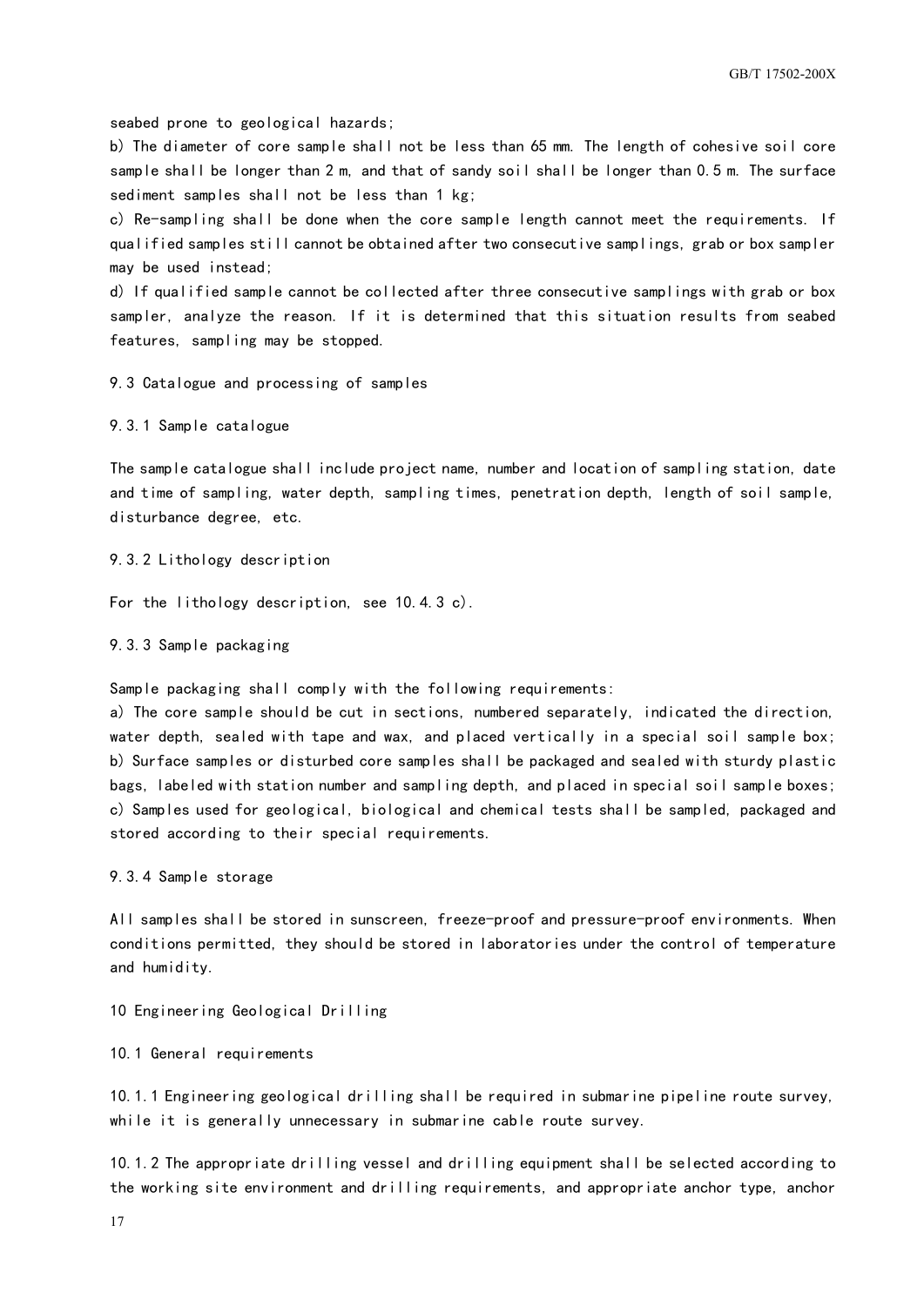seabed prone to geological hazards;

b) The diameter of core sample shall not be less than 65 mm. The length of cohesive soil core sample shall be longer than 2 m, and that of sandy soil shall be longer than 0.5 m. The surface sediment samples shall not be less than 1 kg;

c) Re-sampling shall be done when the core sample length cannot meet the requirements. If qualified samples still cannot be obtained after two consecutive samplings, grab or box sampler may be used instead;

d) If qualified sample cannot be collected after three consecutive samplings with grab or box sampler, analyze the reason. If it is determined that this situation results from seabed features, sampling may be stopped.

### 9.3 Catalogue and processing of samples

#### 9.3.1 Sample catalogue

The sample catalogue shall include project name, number and location of sampling station, date and time of sampling, water depth, sampling times, penetration depth, length of soil sample, disturbance degree, etc.

#### 9.3.2 Lithology description

For the lithology description, see 10.4.3 c).

#### 9.3.3 Sample packaging

Sample packaging shall comply with the following requirements:

a) The core sample should be cut in sections, numbered separately, indicated the direction, water depth, sealed with tape and wax, and placed vertically in a special soil sample box;

b) Surface samples or disturbed core samples shall be packaged and sealed with sturdy plastic bags, labeled with station number and sampling depth, and placed in special soil sample boxes;

c) Samples used for geological, biological and chemical tests shall be sampled, packaged and stored according to their special requirements.

#### 9.3.4 Sample storage

All samples shall be stored in sunscreen, freeze-proof and pressure-proof environments. When conditions permitted, they should be stored in laboratories under the control of temperature and humidity.

## 10 Engineering Geological Drilling

### 10.1 General requirements

10.1.1 Engineering geological drilling shall be required in submarine pipeline route survey, while it is generally unnecessary in submarine cable route survey.

10.1.2 The appropriate drilling vessel and drilling equipment shall be selected according to the working site environment and drilling requirements, and appropriate anchor type, anchor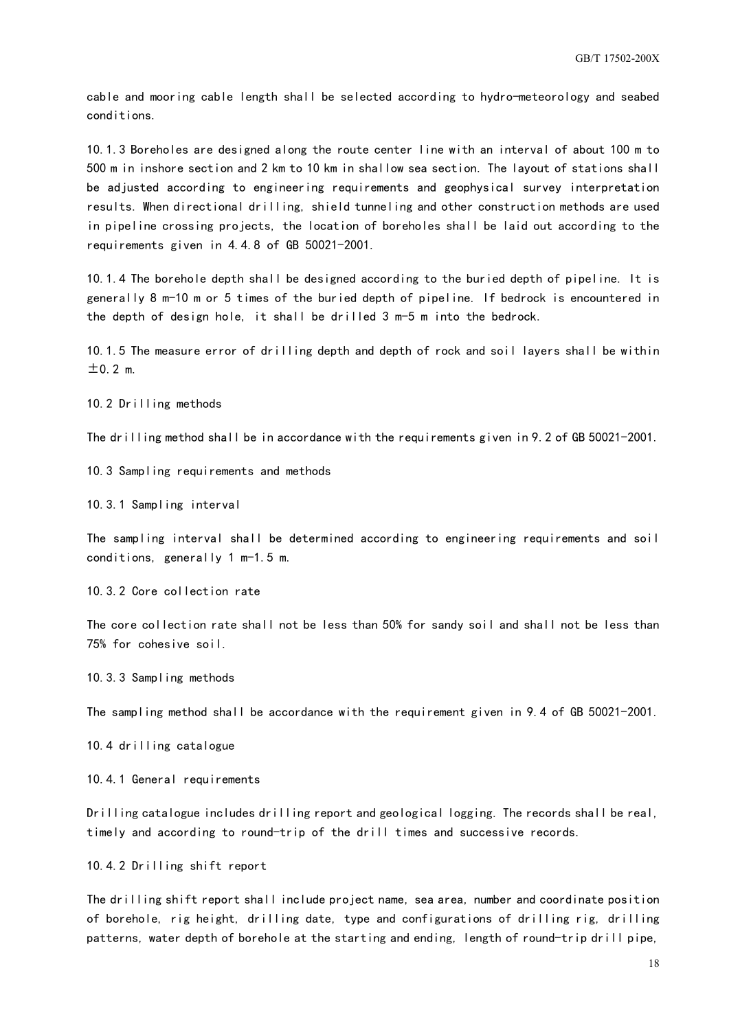cable and mooring cable length shall be selected according to hydro-meteorology and seabed conditions.

10.1.3 Boreholes are designed along the route center line with an interval of about 100 m to 500 m in inshore section and 2 km to 10 km in shallow sea section. The layout of stations shall be adjusted according to engineering requirements and geophysical survey interpretation results. When directional drilling, shield tunneling and other construction methods are used in pipeline crossing projects, the location of boreholes shall be laid out according to the requirements given in 4.4.8 of GB 50021-2001.

10.1.4 The borehole depth shall be designed according to the buried depth of pipeline. It is generally 8 m-10 m or 5 times of the buried depth of pipeline. If bedrock is encountered in the depth of design hole, it shall be drilled 3 m-5 m into the bedrock.

10.1.5 The measure error of drilling depth and depth of rock and soil layers shall be within ±0.2 m.

## 10.2 Drilling methods

The drilling method shall be in accordance with the requirements given in 9.2 of GB 50021-2001.

## 10.3 Sampling requirements and methods

### 10.3.1 Sampling interval

The sampling interval shall be determined according to engineering requirements and soil conditions, generally 1 m-1.5 m.

### 10.3.2 Core collection rate

The core collection rate shall not be less than 50% for sandy soil and shall not be less than 75% for cohesive soil.

### 10.3.3 Sampling methods

The sampling method shall be accordance with the requirement given in 9.4 of GB 50021-2001.

## 10.4 drilling catalogue

### 10.4.1 General requirements

Drilling catalogue includes drilling report and geological logging. The records shall be real, timely and according to round-trip of the drill times and successive records.

### 10.4.2 Drilling shift report

The drilling shift report shall include project name, sea area, number and coordinate position of borehole, rig height, drilling date, type and configurations of drilling rig, drilling patterns, water depth of borehole at the starting and ending, length of round-trip drill pipe,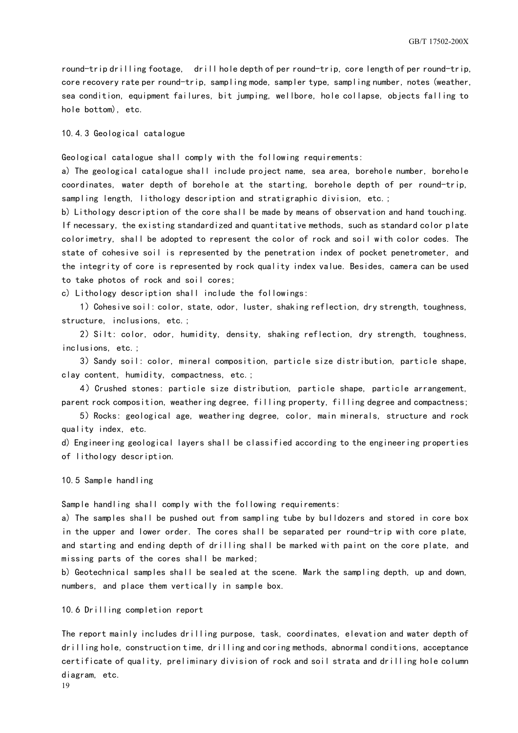round-trip drilling footage, drill hole depth of per round-trip, core length of per round-trip, core recovery rate per round-trip, sampling mode, sampler type, sampling number, notes (weather, sea condition, equipment failures, bit jumping, wellbore, hole collapse, objects falling to hole bottom), etc.

### 10.4.3 Geological catalogue

Geological catalogue shall comply with the following requirements:

a) The geological catalogue shall include project name, sea area, borehole number, borehole coordinates, water depth of borehole at the starting, borehole depth of per round-trip, sampling length, lithology description and stratigraphic division, etc.;

b) Lithology description of the core shall be made by means of observation and hand touching. If necessary, the existing standardized and quantitative methods, such as standard color plate colorimetry, shall be adopted to represent the color of rock and soil with color codes. The state of cohesive soil is represented by the penetration index of pocket penetrometer, and the integrity of core is represented by rock quality index value. Besides, camera can be used to take photos of rock and soil cores;

c) Lithology description shall include the followings:

1) Cohesive soil: color, state, odor, luster, shaking reflection, dry strength, toughness, structure, inclusions, etc.;

2) Silt: color, odor, humidity, density, shaking reflection, dry strength, toughness, inclusions, etc.;

3) Sandy soil: color, mineral composition, particle size distribution, particle shape, clay content, humidity, compactness, etc.;

4) Crushed stones: particle size distribution, particle shape, particle arrangement, parent rock composition, weathering degree, filling property, filling degree and compactness;

5) Rocks: geological age, weathering degree, color, main minerals, structure and rock quality index, etc.

d) Engineering geological layers shall be classified according to the engineering properties of lithology description.

## 10.5 Sample handling

Sample handling shall comply with the following requirements:

a) The samples shall be pushed out from sampling tube by bulldozers and stored in core box in the upper and lower order. The cores shall be separated per round-trip with core plate, and starting and ending depth of drilling shall be marked with paint on the core plate, and missing parts of the cores shall be marked;

b) Geotechnical samples shall be sealed at the scene. Mark the sampling depth, up and down, numbers, and place them vertically in sample box.

## 10.6 Drilling completion report

The report mainly includes drilling purpose, task, coordinates, elevation and water depth of drilling hole, construction time, drilling and coring methods, abnormal conditions, acceptance certificate of quality, preliminary division of rock and soil strata and drilling hole column diagram, etc.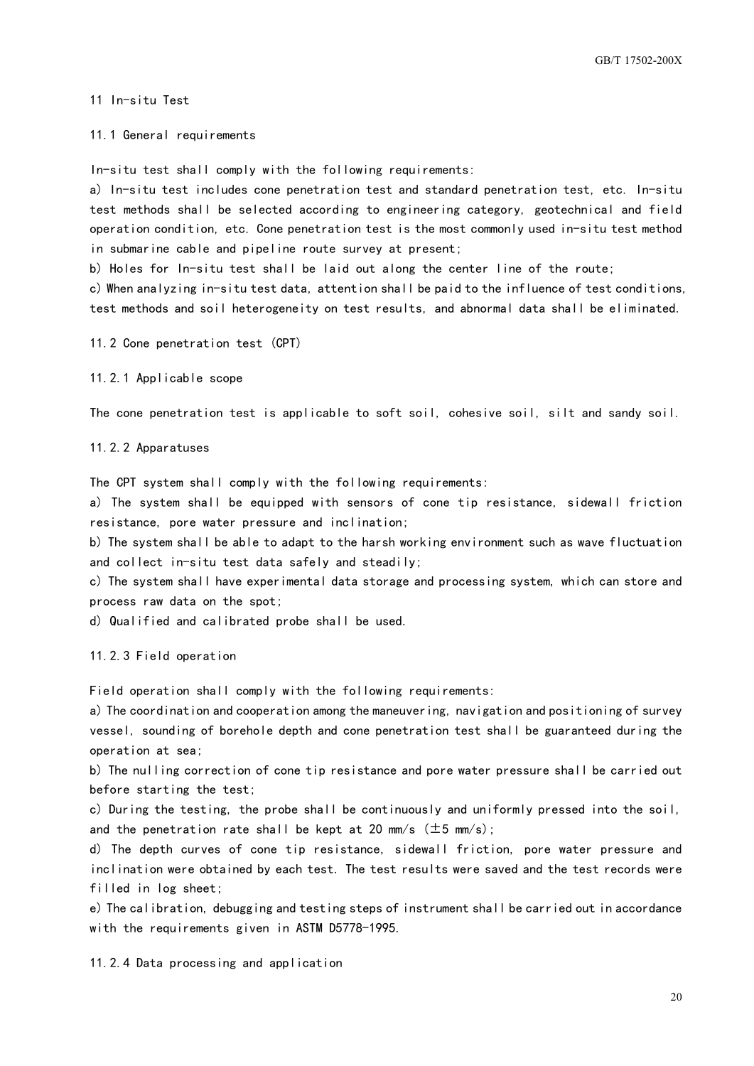## 11 In-situ Test

### 11.1 General requirements

In-situ test shall comply with the following requirements:

a) In-situ test includes cone penetration test and standard penetration test, etc. In-situ test methods shall be selected according to engineering category, geotechnical and field operation condition, etc. Cone penetration test is the most commonly used in-situ test method in submarine cable and pipeline route survey at present;

b) Holes for In-situ test shall be laid out along the center line of the route;

c) When analyzing in-situ test data, attention shall be paid to the influence of test conditions, test methods and soil heterogeneity on test results, and abnormal data shall be eliminated.

### 11.2 Cone penetration test (CPT)

#### 11.2.1 Applicable scope

The cone penetration test is applicable to soft soil, cohesive soil, silt and sandy soil.

#### 11.2.2 Apparatuses

The CPT system shall comply with the following requirements:

a) The system shall be equipped with sensors of cone tip resistance, sidewall friction resistance, pore water pressure and inclination;

b) The system shall be able to adapt to the harsh working environment such as wave fluctuation and collect in-situ test data safely and steadily;

c) The system shall have experimental data storage and processing system, which can store and process raw data on the spot;

d) Qualified and calibrated probe shall be used.

#### 11.2.3 Field operation

Field operation shall comply with the following requirements:

a) The coordination and cooperation among the maneuvering, navigation and positioning of survey vessel, sounding of borehole depth and cone penetration test shall be guaranteed during the operation at sea;

b) The nulling correction of cone tip resistance and pore water pressure shall be carried out before starting the test;

c) During the testing, the probe shall be continuously and uniformly pressed into the soil, and the penetration rate shall be kept at 20 mm/s (±5 mm/s);

d) The depth curves of cone tip resistance, sidewall friction, pore water pressure and inclination were obtained by each test. The test results were saved and the test records were filled in log sheet;

e) The calibration, debugging and testing steps of instrument shall be carried out in accordance with the requirements given in ASTM D5778-1995.

#### 11.2.4 Data processing and application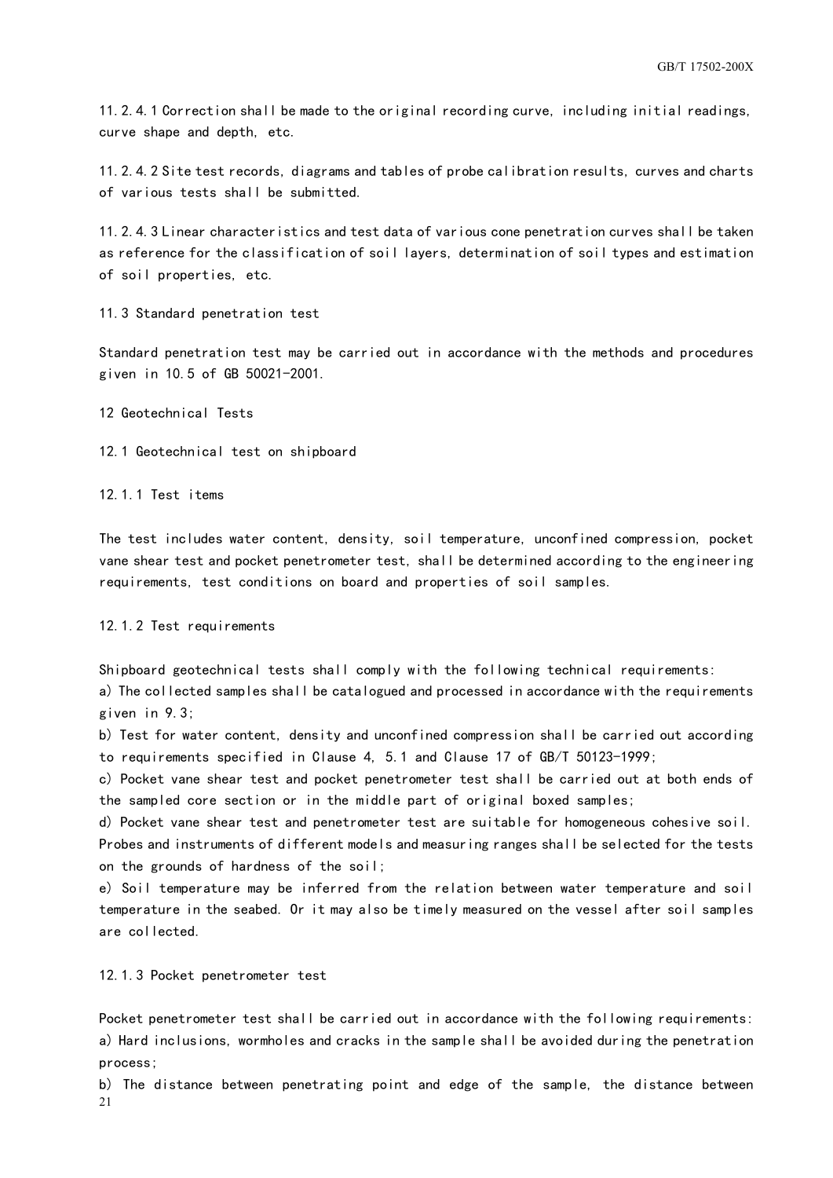11.2.4.1 Correction shall be made to the original recording curve, including initial readings, curve shape and depth, etc.

11.2.4.2 Site test records, diagrams and tables of probe calibration results, curves and charts of various tests shall be submitted.

11.2.4.3 Linear characteristics and test data of various cone penetration curves shall be taken as reference for the classification of soil layers, determination of soil types and estimation of soil properties, etc.

### 11.3 Standard penetration test

Standard penetration test may be carried out in accordance with the methods and procedures given in 10.5 of GB 50021-2001.

## 12 Geotechnical Tests

### 12.1 Geotechnical test on shipboard

#### 12.1.1 Test items

The test includes water content, density, soil temperature, unconfined compression, pocket vane shear test and pocket penetrometer test, shall be determined according to the engineering requirements, test conditions on board and properties of soil samples.

#### 12.1.2 Test requirements

Shipboard geotechnical tests shall comply with the following technical requirements:

a) The collected samples shall be catalogued and processed in accordance with the requirements given in 9.3;

b) Test for water content, density and unconfined compression shall be carried out according to requirements specified in Clause 4, 5.1 and Clause 17 of GB/T 50123-1999;

c) Pocket vane shear test and pocket penetrometer test shall be carried out at both ends of the sampled core section or in the middle part of original boxed samples;

d) Pocket vane shear test and penetrometer test are suitable for homogeneous cohesive soil. Probes and instruments of different models and measuring ranges shall be selected for the tests on the grounds of hardness of the soil;

e) Soil temperature may be inferred from the relation between water temperature and soil temperature in the seabed. Or it may also be timely measured on the vessel after soil samples are collected.

#### 12.1.3 Pocket penetrometer test

Pocket penetrometer test shall be carried out in accordance with the following requirements:

a) Hard inclusions, wormholes and cracks in the sample shall be avoided during the penetration process;

b) The distance between penetrating point and edge of the sample, the distance between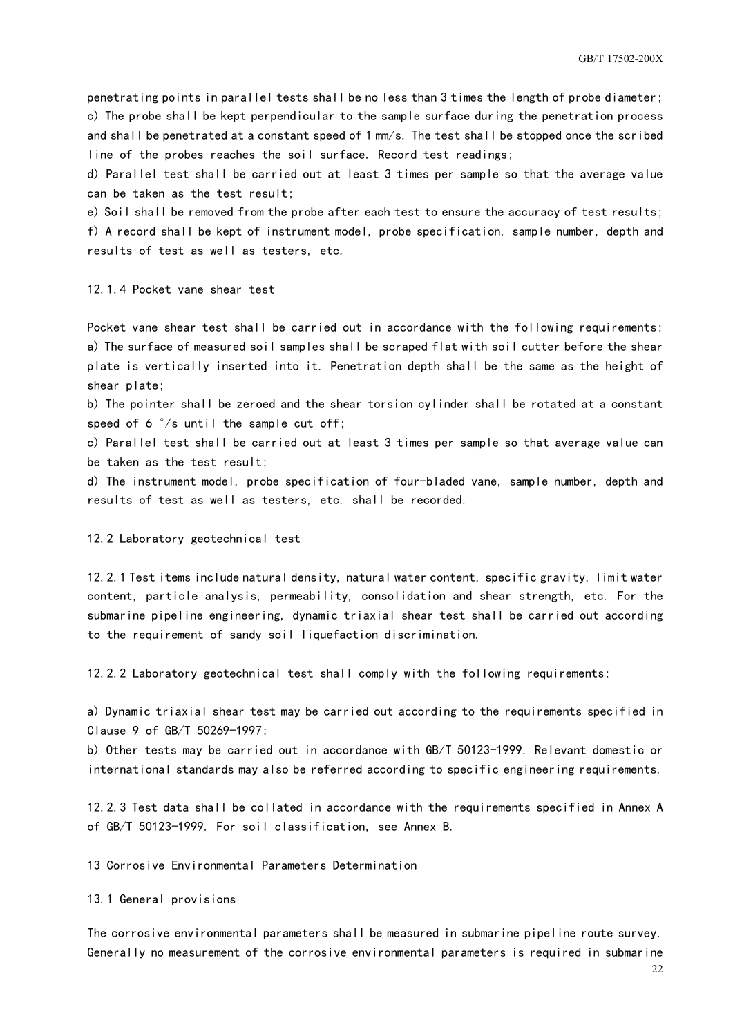penetrating points in parallel tests shall be no less than 3 times the length of probe diameter;

c) The probe shall be kept perpendicular to the sample surface during the penetration process and shall be penetrated at a constant speed of 1 mm/s. The test shall be stopped once the scribed line of the probes reaches the soil surface. Record test readings;

d) Parallel test shall be carried out at least 3 times per sample so that the average value can be taken as the test result;

e) Soil shall be removed from the probe after each test to ensure the accuracy of test results;

f) A record shall be kept of instrument model, probe specification, sample number, depth and results of test as well as testers, etc.

#### 12.1.4 Pocket vane shear test

Pocket vane shear test shall be carried out in accordance with the following requirements:

a) The surface of measured soil samples shall be scraped flat with soil cutter before the shear plate is vertically inserted into it. Penetration depth shall be the same as the height of shear plate;

b) The pointer shall be zeroed and the shear torsion cylinder shall be rotated at a constant speed of 6 °/s until the sample cut off;

c) Parallel test shall be carried out at least 3 times per sample so that average value can be taken as the test result;

d) The instrument model, probe specification of four-bladed vane, sample number, depth and results of test as well as testers, etc. shall be recorded.

### 12.2 Laboratory geotechnical test

12.2.1 Test items include natural density, natural water content, specific gravity, limit water content, particle analysis, permeability, consolidation and shear strength, etc. For the submarine pipeline engineering, dynamic triaxial shear test shall be carried out according to the requirement of sandy soil liquefaction discrimination.

12.2.2 Laboratory geotechnical test shall comply with the following requirements:

a) Dynamic triaxial shear test may be carried out according to the requirements specified in Clause 9 of GB/T 50269-1997;

b) Other tests may be carried out in accordance with GB/T 50123-1999. Relevant domestic or international standards may also be referred according to specific engineering requirements.

12.2.3 Test data shall be collated in accordance with the requirements specified in Annex A of GB/T 50123-1999. For soil classification, see Annex B.

## 13 Corrosive Environmental Parameters Determination

### 13.1 General provisions

The corrosive environmental parameters shall be measured in submarine pipeline route survey. Generally no measurement of the corrosive environmental parameters is required in submarine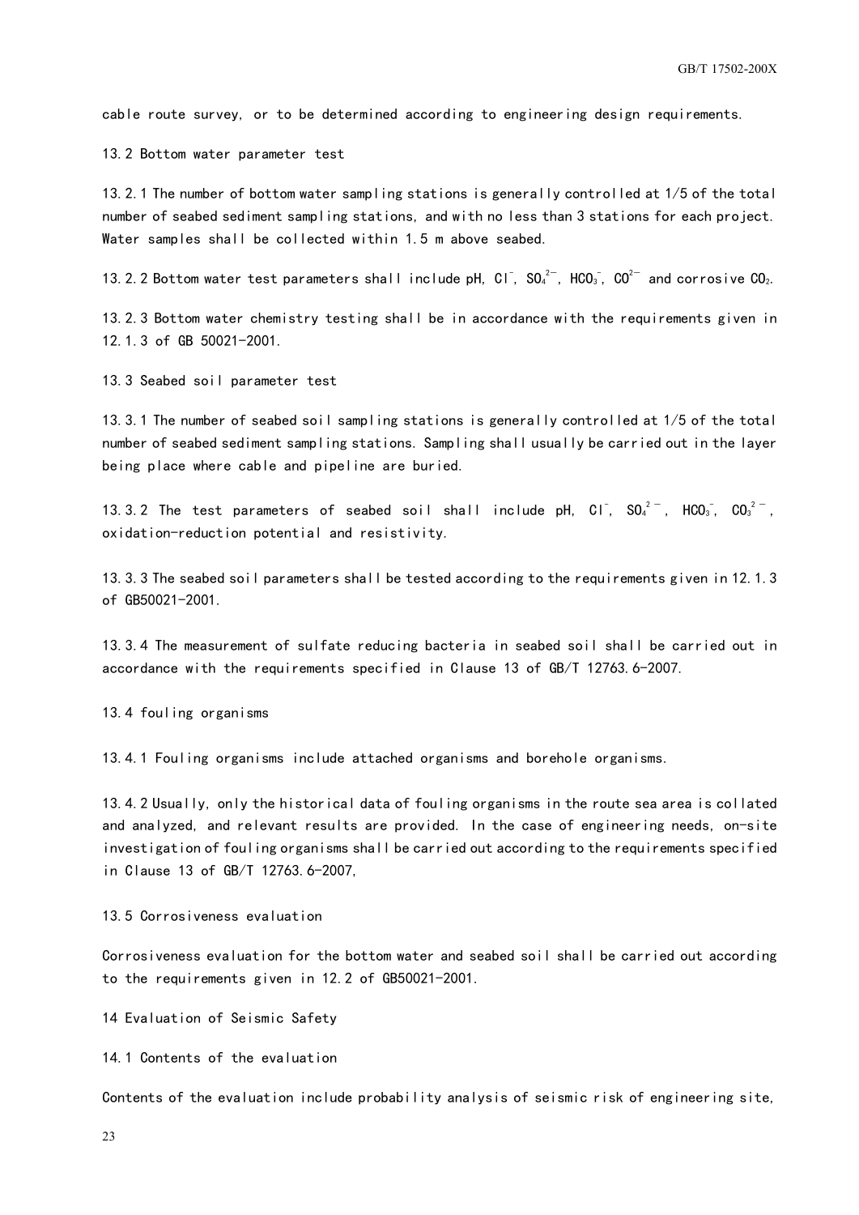cable route survey, or to be determined according to engineering design requirements.

### 13.2 Bottom water parameter test

13.2.1 The number of bottom water sampling stations is generally controlled at 1/5 of the total number of seabed sediment sampling stations, and with no less than 3 stations for each project. Water samples shall be collected within 1.5 m above seabed.

13.2.2 Bottom water test parameters shall include pH, $Cl^-$, $SO_4^{2-}$, $HCO_3^-$, $CO^{2-}$ and corrosive $CO_2$.

13.2.3 Bottom water chemistry testing shall be in accordance with the requirements given in 12.1.3 of GB 50021-2001.

### 13.3 Seabed soil parameter test

13.3.1 The number of seabed soil sampling stations is generally controlled at 1/5 of the total number of seabed sediment sampling stations. Sampling shall usually be carried out in the layer being place where cable and pipeline are buried.

13.3.2 The test parameters of seabed soil shall include pH, $Cl^-$, $SO_4^{2-}$, $HCO_3^-$, $CO_3^{2-}$, oxidation-reduction potential and resistivity.

13.3.3 The seabed soil parameters shall be tested according to the requirements given in 12.1.3 of GB50021-2001.

13.3.4 The measurement of sulfate reducing bacteria in seabed soil shall be carried out in accordance with the requirements specified in Clause 13 of GB/T 12763.6-2007.

### 13.4 fouling organisms

13.4.1 Fouling organisms include attached organisms and borehole organisms.

13.4.2 Usually, only the historical data of fouling organisms in the route sea area is collated and analyzed, and relevant results are provided. In the case of engineering needs, on-site investigation of fouling organisms shall be carried out according to the requirements specified in Clause 13 of GB/T 12763.6-2007,

### 13.5 Corrosiveness evaluation

Corrosiveness evaluation for the bottom water and seabed soil shall be carried out according to the requirements given in 12.2 of GB50021-2001.

## 14 Evaluation of Seismic Safety

### 14.1 Contents of the evaluation

Contents of the evaluation include probability analysis of seismic risk of engineering site,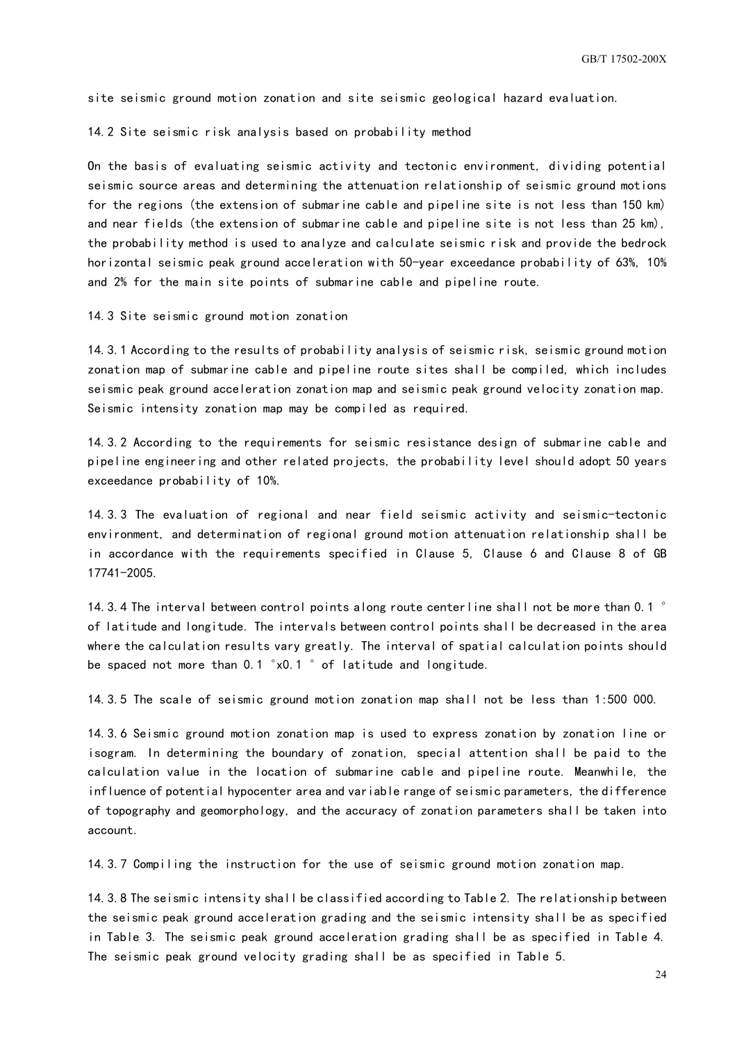site seismic ground motion zonation and site seismic geological hazard evaluation.

## 14.2 Site seismic risk analysis based on probability method

On the basis of evaluating seismic activity and tectonic environment, dividing potential seismic source areas and determining the attenuation relationship of seismic ground motions for the regions (the extension of submarine cable and pipeline site is not less than 150 km) and near fields (the extension of submarine cable and pipeline site is not less than 25 km), the probability method is used to analyze and calculate seismic risk and provide the bedrock horizontal seismic peak ground acceleration with 50-year exceedance probability of 63%, 10% and 2% for the main site points of submarine cable and pipeline route.

## 14.3 Site seismic ground motion zonation

14.3.1 According to the results of probability analysis of seismic risk, seismic ground motion zonation map of submarine cable and pipeline route sites shall be compiled, which includes seismic peak ground acceleration zonation map and seismic peak ground velocity zonation map. Seismic intensity zonation map may be compiled as required.

14.3.2 According to the requirements for seismic resistance design of submarine cable and pipeline engineering and other related projects, the probability level should adopt 50 years exceedance probability of 10%.

14.3.3 The evaluation of regional and near field seismic activity and seismic-tectonic environment, and determination of regional ground motion attenuation relationship shall be in accordance with the requirements specified in Clause 5, Clause 6 and Clause 8 of GB 17741-2005.

14.3.4 The interval between control points along route centerline shall not be more than 0.1 ° of latitude and longitude. The intervals between control points shall be decreased in the area where the calculation results vary greatly. The interval of spatial calculation points should be spaced not more than 0.1 °x0.1 ° of latitude and longitude.

14.3.5 The scale of seismic ground motion zonation map shall not be less than 1:500 000.

14.3.6 Seismic ground motion zonation map is used to express zonation by zonation line or isogram. In determining the boundary of zonation, special attention shall be paid to the calculation value in the location of submarine cable and pipeline route. Meanwhile, the influence of potential hypocenter area and variable range of seismic parameters, the difference of topography and geomorphology, and the accuracy of zonation parameters shall be taken into account.

14.3.7 Compiling the instruction for the use of seismic ground motion zonation map.

14.3.8 The seismic intensity shall be classified according to Table 2. The relationship between the seismic peak ground acceleration grading and the seismic intensity shall be as specified in Table 3. The seismic peak ground acceleration grading shall be as specified in Table 4. The seismic peak ground velocity grading shall be as specified in Table 5.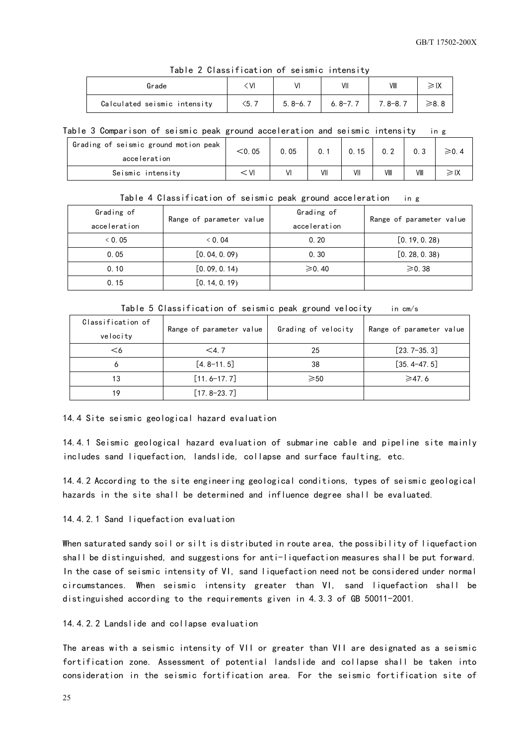Table 2 Classification of seismic intensity

| Grade | <VI | VI | VII | VIII | ≥IX |
|---|---|---|---|---|---|
| Calculated seismic intensity | <5.7 | 5.8-6.7 | 6.8-7.7 | 7.8-8.7 | ≥8.8 |

Table 3 Comparison of seismic peak ground acceleration and seismic intensity in g

| Grading of seismic ground motion peak acceleration | <0.05 | 0.05 | 0.1 | 0.15 | 0.2 | 0.3 | ≥0.4 |
|---|---|---|---|---|---|---|---|
| Seismic intensity | < VI | VI | VII | VII | VIII | VIII | ≥IX |

Table 4 Classification of seismic peak ground acceleration in g

| Grading of acceleration | Range of parameter value | Grading of acceleration | Range of parameter value |
|---|---|---|---|
| < 0.05 | < 0.04 | 0.20 | [0.19, 0.28) |
| 0.05 | [0.04, 0.09) | 0.30 | [0.28, 0.38) |
| 0.10 | [0.09, 0.14) | ≥0.40 | ≥0.38 |
| 0.15 | [0.14, 0.19) | | |

Table 5 Classification of seismic peak ground velocity in cm/s

| Classification of velocity | Range of parameter value | Grading of velocity | Range of parameter value |
|---|---|---|---|
| <6 | <4.7 | 25 | [23.7-35.3] |
| 6 | [4.8-11.5] | 38 | [35.4-47.5] |
| 13 | [11.6-17.7] | ≥50 | ≥47.6 |
| 19 | [17.8-23.7] | | |

14.4 Site seismic geological hazard evaluation

14.4.1 Seismic geological hazard evaluation of submarine cable and pipeline site mainly includes sand liquefaction, landslide, collapse and surface faulting, etc.

14.4.2 According to the site engineering geological conditions, types of seismic geological hazards in the site shall be determined and influence degree shall be evaluated.

14.4.2.1 Sand liquefaction evaluation

When saturated sandy soil or silt is distributed in route area, the possibility of liquefaction shall be distinguished, and suggestions for anti-liquefaction measures shall be put forward. In the case of seismic intensity of VI, sand liquefaction need not be considered under normal circumstances. When seismic intensity greater than VI, sand liquefaction shall be distinguished according to the requirements given in 4.3.3 of GB 50011-2001.

14.4.2.2 Landslide and collapse evaluation

The areas with a seismic intensity of VII or greater than VII are designated as a seismic fortification zone. Assessment of potential landslide and collapse shall be taken into consideration in the seismic fortification area. For the seismic fortification site of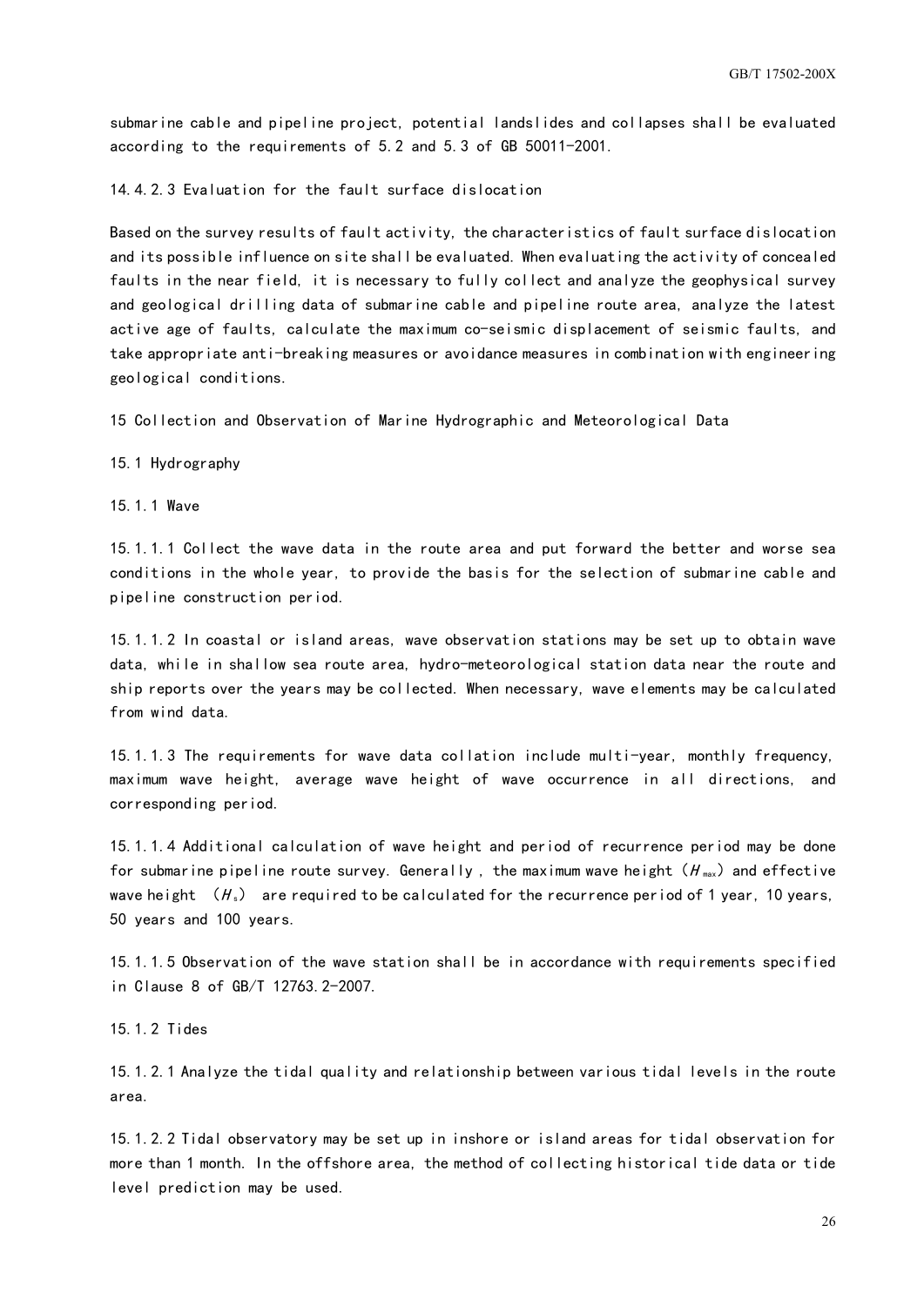submarine cable and pipeline project, potential landslides and collapses shall be evaluated according to the requirements of 5.2 and 5.3 of GB 50011-2001.

14.4.2.3 Evaluation for the fault surface dislocation

Based on the survey results of fault activity, the characteristics of fault surface dislocation and its possible influence on site shall be evaluated. When evaluating the activity of concealed faults in the near field, it is necessary to fully collect and analyze the geophysical survey and geological drilling data of submarine cable and pipeline route area, analyze the latest active age of faults, calculate the maximum co-seismic displacement of seismic faults, and take appropriate anti-breaking measures or avoidance measures in combination with engineering geological conditions.

## 15 Collection and Observation of Marine Hydrographic and Meteorological Data

### 15.1 Hydrography

#### 15.1.1 Wave

15.1.1.1 Collect the wave data in the route area and put forward the better and worse sea conditions in the whole year, to provide the basis for the selection of submarine cable and pipeline construction period.

15.1.1.2 In coastal or island areas, wave observation stations may be set up to obtain wave data, while in shallow sea route area, hydro-meteorological station data near the route and ship reports over the years may be collected. When necessary, wave elements may be calculated from wind data.

15.1.1.3 The requirements for wave data collation include multi-year, monthly frequency, maximum wave height, average wave height of wave occurrence in all directions, and corresponding period.

15.1.1.4 Additional calculation of wave height and period of recurrence period may be done for submarine pipeline route survey. Generally, the maximum wave height ($H_{max}$) and effective wave height ($H_s$) are required to be calculated for the recurrence period of 1 year, 10 years, 50 years and 100 years.

15.1.1.5 Observation of the wave station shall be in accordance with requirements specified in Clause 8 of GB/T 12763.2-2007.

#### 15.1.2 Tides

15.1.2.1 Analyze the tidal quality and relationship between various tidal levels in the route area.

15.1.2.2 Tidal observatory may be set up in inshore or island areas for tidal observation for more than 1 month. In the offshore area, the method of collecting historical tide data or tide level prediction may be used.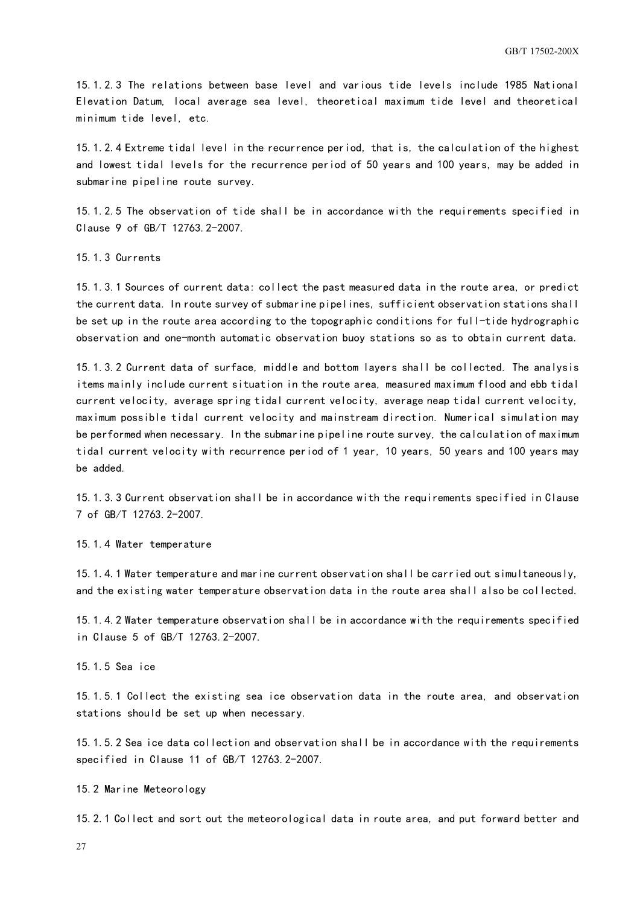15.1.2.3 The relations between base level and various tide levels include 1985 National Elevation Datum, local average sea level, theoretical maximum tide level and theoretical minimum tide level, etc.

15.1.2.4 Extreme tidal level in the recurrence period, that is, the calculation of the highest and lowest tidal levels for the recurrence period of 50 years and 100 years, may be added in submarine pipeline route survey.

15.1.2.5 The observation of tide shall be in accordance with the requirements specified in Clause 9 of GB/T 12763.2-2007.

15.1.3 Currents

15.1.3.1 Sources of current data: collect the past measured data in the route area, or predict the current data. In route survey of submarine pipelines, sufficient observation stations shall be set up in the route area according to the topographic conditions for full-tide hydrographic observation and one-month automatic observation buoy stations so as to obtain current data.

15.1.3.2 Current data of surface, middle and bottom layers shall be collected. The analysis items mainly include current situation in the route area, measured maximum flood and ebb tidal current velocity, average spring tidal current velocity, average neap tidal current velocity, maximum possible tidal current velocity and mainstream direction. Numerical simulation may be performed when necessary. In the submarine pipeline route survey, the calculation of maximum tidal current velocity with recurrence period of 1 year, 10 years, 50 years and 100 years may be added.

15.1.3.3 Current observation shall be in accordance with the requirements specified in Clause 7 of GB/T 12763.2-2007.

15.1.4 Water temperature

15.1.4.1 Water temperature and marine current observation shall be carried out simultaneously, and the existing water temperature observation data in the route area shall also be collected.

15.1.4.2 Water temperature observation shall be in accordance with the requirements specified in Clause 5 of GB/T 12763.2-2007.

15.1.5 Sea ice

15.1.5.1 Collect the existing sea ice observation data in the route area, and observation stations should be set up when necessary.

15.1.5.2 Sea ice data collection and observation shall be in accordance with the requirements specified in Clause 11 of GB/T 12763.2-2007.

15.2 Marine Meteorology

15.2.1 Collect and sort out the meteorological data in route area, and put forward better and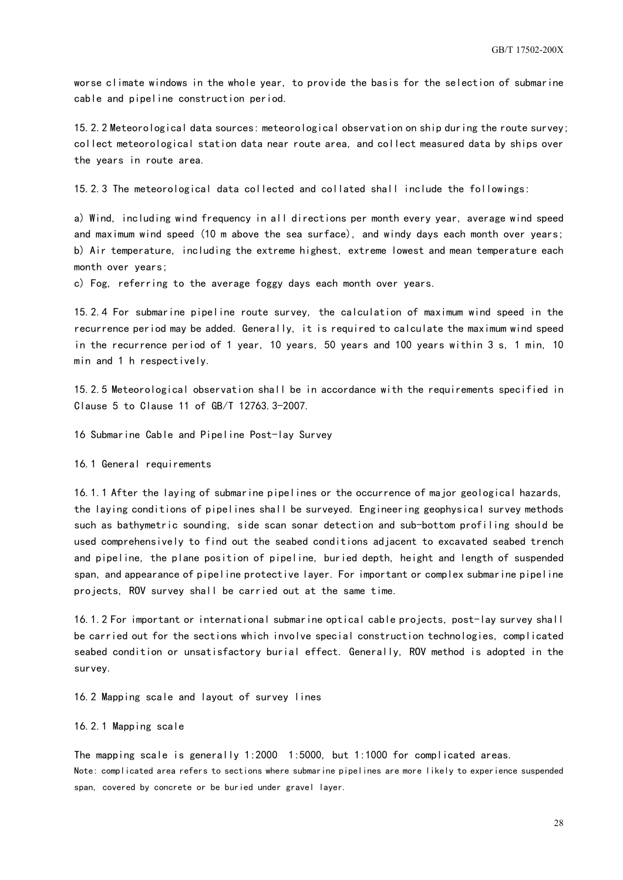worse climate windows in the whole year, to provide the basis for the selection of submarine cable and pipeline construction period.

15.2.2 Meteorological data sources: meteorological observation on ship during the route survey; collect meteorological station data near route area, and collect measured data by ships over the years in route area.

15.2.3 The meteorological data collected and collated shall include the followings:

a) Wind, including wind frequency in all directions per month every year, average wind speed and maximum wind speed (10 m above the sea surface), and windy days each month over years;
b) Air temperature, including the extreme highest, extreme lowest and mean temperature each month over years;
c) Fog, referring to the average foggy days each month over years.

15.2.4 For submarine pipeline route survey, the calculation of maximum wind speed in the recurrence period may be added. Generally, it is required to calculate the maximum wind speed in the recurrence period of 1 year, 10 years, 50 years and 100 years within 3 s, 1 min, 10 min and 1 h respectively.

15.2.5 Meteorological observation shall be in accordance with the requirements specified in Clause 5 to Clause 11 of GB/T 12763.3-2007.

# 16 Submarine Cable and Pipeline Post-lay Survey

## 16.1 General requirements

16.1.1 After the laying of submarine pipelines or the occurrence of major geological hazards, the laying conditions of pipelines shall be surveyed. Engineering geophysical survey methods such as bathymetric sounding, side scan sonar detection and sub-bottom profiling should be used comprehensively to find out the seabed conditions adjacent to excavated seabed trench and pipeline, the plane position of pipeline, buried depth, height and length of suspended span, and appearance of pipeline protective layer. For important or complex submarine pipeline projects, ROV survey shall be carried out at the same time.

16.1.2 For important or international submarine optical cable projects, post-lay survey shall be carried out for the sections which involve special construction technologies, complicated seabed condition or unsatisfactory burial effect. Generally, ROV method is adopted in the survey.

## 16.2 Mapping scale and layout of survey lines

### 16.2.1 Mapping scale

The mapping scale is generally 1:2000  1:5000, but 1:1000 for complicated areas.

Note: complicated area refers to sections where submarine pipelines are more likely to experience suspended span, covered by concrete or be buried under gravel layer.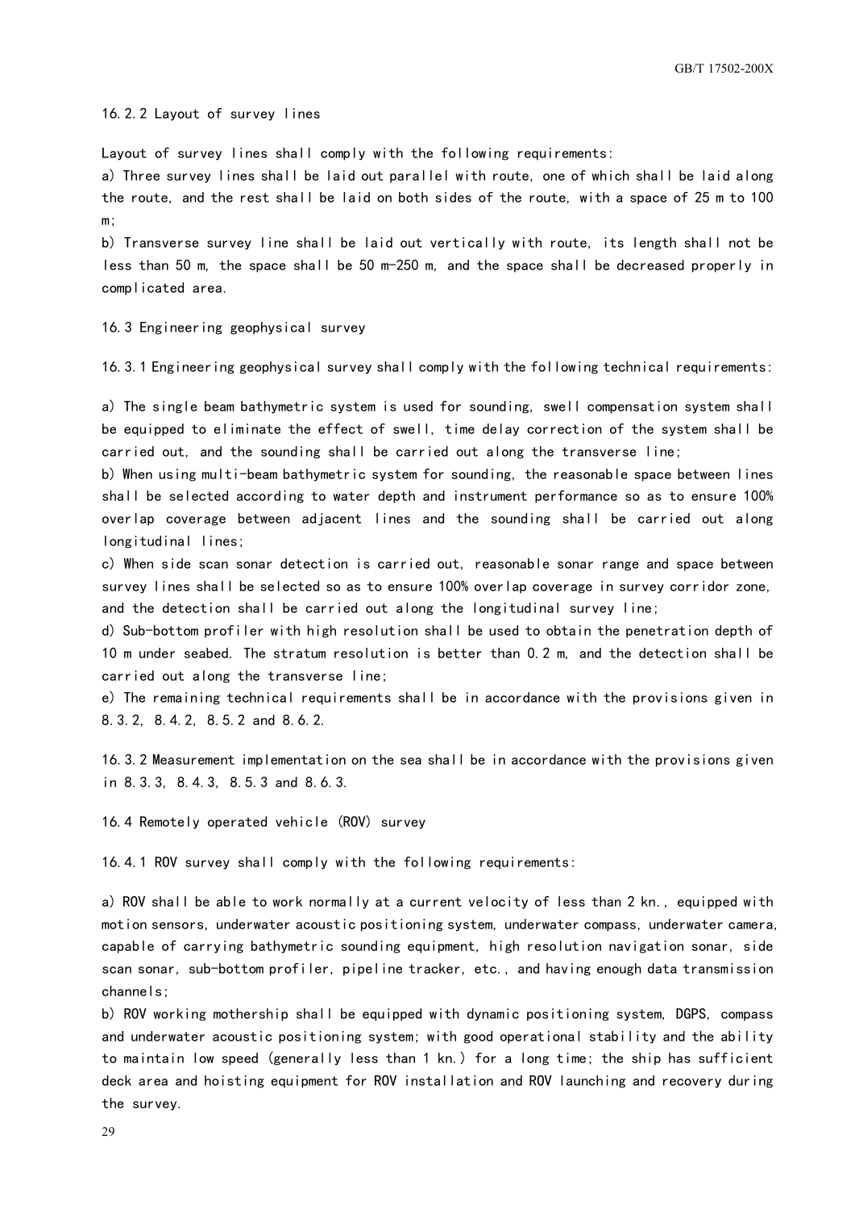### 16.2.2 Layout of survey lines

Layout of survey lines shall comply with the following requirements:

a) Three survey lines shall be laid out parallel with route, one of which shall be laid along the route, and the rest shall be laid on both sides of the route, with a space of 25 m to 100 m;

b) Transverse survey line shall be laid out vertically with route, its length shall not be less than 50 m, the space shall be 50 m-250 m, and the space shall be decreased properly in complicated area.

## 16.3 Engineering geophysical survey

16.3.1 Engineering geophysical survey shall comply with the following technical requirements:

a) The single beam bathymetric system is used for sounding, swell compensation system shall be equipped to eliminate the effect of swell, time delay correction of the system shall be carried out, and the sounding shall be carried out along the transverse line;

b) When using multi-beam bathymetric system for sounding, the reasonable space between lines shall be selected according to water depth and instrument performance so as to ensure 100% overlap coverage between adjacent lines and the sounding shall be carried out along longitudinal lines;

c) When side scan sonar detection is carried out, reasonable sonar range and space between survey lines shall be selected so as to ensure 100% overlap coverage in survey corridor zone, and the detection shall be carried out along the longitudinal survey line;

d) Sub-bottom profiler with high resolution shall be used to obtain the penetration depth of 10 m under seabed. The stratum resolution is better than 0.2 m, and the detection shall be carried out along the transverse line;

e) The remaining technical requirements shall be in accordance with the provisions given in 8.3.2, 8.4.2, 8.5.2 and 8.6.2.

16.3.2 Measurement implementation on the sea shall be in accordance with the provisions given in 8.3.3, 8.4.3, 8.5.3 and 8.6.3.

## 16.4 Remotely operated vehicle (ROV) survey

16.4.1 ROV survey shall comply with the following requirements:

a) ROV shall be able to work normally at a current velocity of less than 2 kn., equipped with motion sensors, underwater acoustic positioning system, underwater compass, underwater camera, capable of carrying bathymetric sounding equipment, high resolution navigation sonar, side scan sonar, sub-bottom profiler, pipeline tracker, etc., and having enough data transmission channels;

b) ROV working mothership shall be equipped with dynamic positioning system, DGPS, compass and underwater acoustic positioning system; with good operational stability and the ability to maintain low speed (generally less than 1 kn.) for a long time; the ship has sufficient deck area and hoisting equipment for ROV installation and ROV launching and recovery during the survey.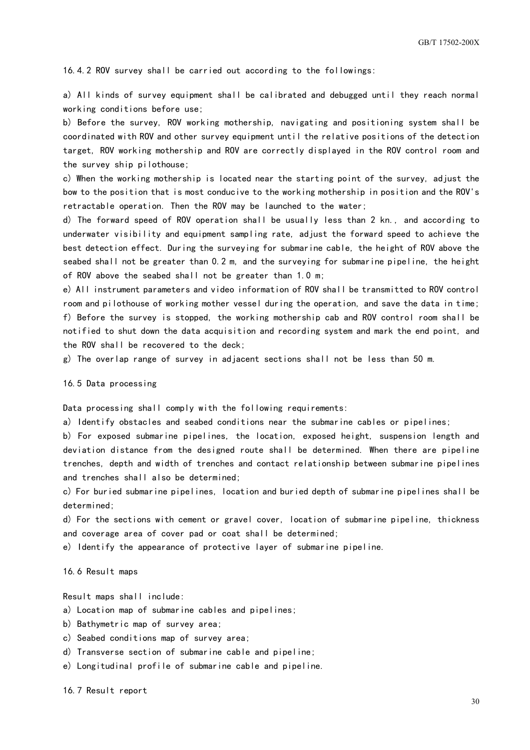16.4.2 ROV survey shall be carried out according to the followings:

a) All kinds of survey equipment shall be calibrated and debugged until they reach normal working conditions before use;

b) Before the survey, ROV working mothership, navigating and positioning system shall be coordinated with ROV and other survey equipment until the relative positions of the detection target, ROV working mothership and ROV are correctly displayed in the ROV control room and the survey ship pilothouse;

c) When the working mothership is located near the starting point of the survey, adjust the bow to the position that is most conducive to the working mothership in position and the ROV's retractable operation. Then the ROV may be launched to the water;

d) The forward speed of ROV operation shall be usually less than 2 kn., and according to underwater visibility and equipment sampling rate, adjust the forward speed to achieve the best detection effect. During the surveying for submarine cable, the height of ROV above the seabed shall not be greater than 0.2 m, and the surveying for submarine pipeline, the height of ROV above the seabed shall not be greater than 1.0 m;

e) All instrument parameters and video information of ROV shall be transmitted to ROV control room and pilothouse of working mother vessel during the operation, and save the data in time;

f) Before the survey is stopped, the working mothership cab and ROV control room shall be notified to shut down the data acquisition and recording system and mark the end point, and the ROV shall be recovered to the deck;

g) The overlap range of survey in adjacent sections shall not be less than 50 m.

### 16.5 Data processing

Data processing shall comply with the following requirements:

a) Identify obstacles and seabed conditions near the submarine cables or pipelines;

b) For exposed submarine pipelines, the location, exposed height, suspension length and deviation distance from the designed route shall be determined. When there are pipeline trenches, depth and width of trenches and contact relationship between submarine pipelines and trenches shall also be determined;

c) For buried submarine pipelines, location and buried depth of submarine pipelines shall be determined;

d) For the sections with cement or gravel cover, location of submarine pipeline, thickness and coverage area of cover pad or coat shall be determined;

e) Identify the appearance of protective layer of submarine pipeline.

### 16.6 Result maps

Result maps shall include:

a) Location map of submarine cables and pipelines;

b) Bathymetric map of survey area;

c) Seabed conditions map of survey area;

d) Transverse section of submarine cable and pipeline;

e) Longitudinal profile of submarine cable and pipeline.

### 16.7 Result report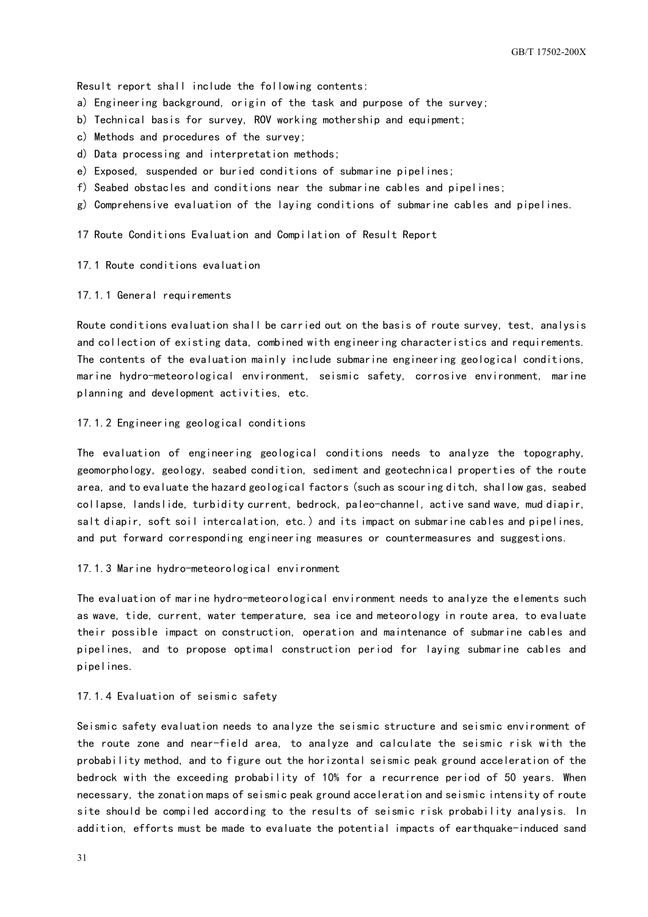Result report shall include the following contents:

a) Engineering background, origin of the task and purpose of the survey;
b) Technical basis for survey, ROV working mothership and equipment;
c) Methods and procedures of the survey;
d) Data processing and interpretation methods;
e) Exposed, suspended or buried conditions of submarine pipelines;
f) Seabed obstacles and conditions near the submarine cables and pipelines;
g) Comprehensive evaluation of the laying conditions of submarine cables and pipelines.

# 17 Route Conditions Evaluation and Compilation of Result Report

## 17.1 Route conditions evaluation

### 17.1.1 General requirements

Route conditions evaluation shall be carried out on the basis of route survey, test, analysis and collection of existing data, combined with engineering characteristics and requirements. The contents of the evaluation mainly include submarine engineering geological conditions, marine hydro-meteorological environment, seismic safety, corrosive environment, marine planning and development activities, etc.

### 17.1.2 Engineering geological conditions

The evaluation of engineering geological conditions needs to analyze the topography, geomorphology, geology, seabed condition, sediment and geotechnical properties of the route area, and to evaluate the hazard geological factors (such as scouring ditch, shallow gas, seabed collapse, landslide, turbidity current, bedrock, paleo-channel, active sand wave, mud diapir, salt diapir, soft soil intercalation, etc.) and its impact on submarine cables and pipelines, and put forward corresponding engineering measures or countermeasures and suggestions.

### 17.1.3 Marine hydro-meteorological environment

The evaluation of marine hydro-meteorological environment needs to analyze the elements such as wave, tide, current, water temperature, sea ice and meteorology in route area, to evaluate their possible impact on construction, operation and maintenance of submarine cables and pipelines, and to propose optimal construction period for laying submarine cables and pipelines.

### 17.1.4 Evaluation of seismic safety

Seismic safety evaluation needs to analyze the seismic structure and seismic environment of the route zone and near-field area, to analyze and calculate the seismic risk with the probability method, and to figure out the horizontal seismic peak ground acceleration of the bedrock with the exceeding probability of 10% for a recurrence period of 50 years. When necessary, the zonation maps of seismic peak ground acceleration and seismic intensity of route site should be compiled according to the results of seismic risk probability analysis. In addition, efforts must be made to evaluate the potential impacts of earthquake-induced sand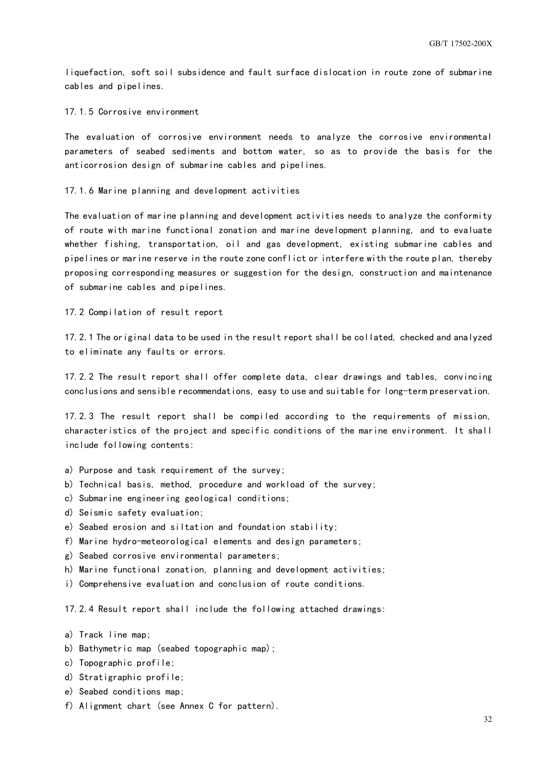liquefaction, soft soil subsidence and fault surface dislocation in route zone of submarine cables and pipelines.

### 17.1.5 Corrosive environment

The evaluation of corrosive environment needs to analyze the corrosive environmental parameters of seabed sediments and bottom water, so as to provide the basis for the anticorrosion design of submarine cables and pipelines.

### 17.1.6 Marine planning and development activities

The evaluation of marine planning and development activities needs to analyze the conformity of route with marine functional zonation and marine development planning, and to evaluate whether fishing, transportation, oil and gas development, existing submarine cables and pipelines or marine reserve in the route zone conflict or interfere with the route plan, thereby proposing corresponding measures or suggestion for the design, construction and maintenance of submarine cables and pipelines.

## 17.2 Compilation of result report

17.2.1 The original data to be used in the result report shall be collated, checked and analyzed to eliminate any faults or errors.

17.2.2 The result report shall offer complete data, clear drawings and tables, convincing conclusions and sensible recommendations, easy to use and suitable for long-term preservation.

17.2.3 The result report shall be compiled according to the requirements of mission, characteristics of the project and specific conditions of the marine environment. It shall include following contents:

a) Purpose and task requirement of the survey;
b) Technical basis, method, procedure and workload of the survey;
c) Submarine engineering geological conditions;
d) Seismic safety evaluation;
e) Seabed erosion and siltation and foundation stability;
f) Marine hydro-meteorological elements and design parameters;
g) Seabed corrosive environmental parameters;
h) Marine functional zonation, planning and development activities;
i) Comprehensive evaluation and conclusion of route conditions.

17.2.4 Result report shall include the following attached drawings:

a) Track line map;
b) Bathymetric map (seabed topographic map);
c) Topographic profile;
d) Stratigraphic profile;
e) Seabed conditions map;
f) Alignment chart (see Annex C for pattern).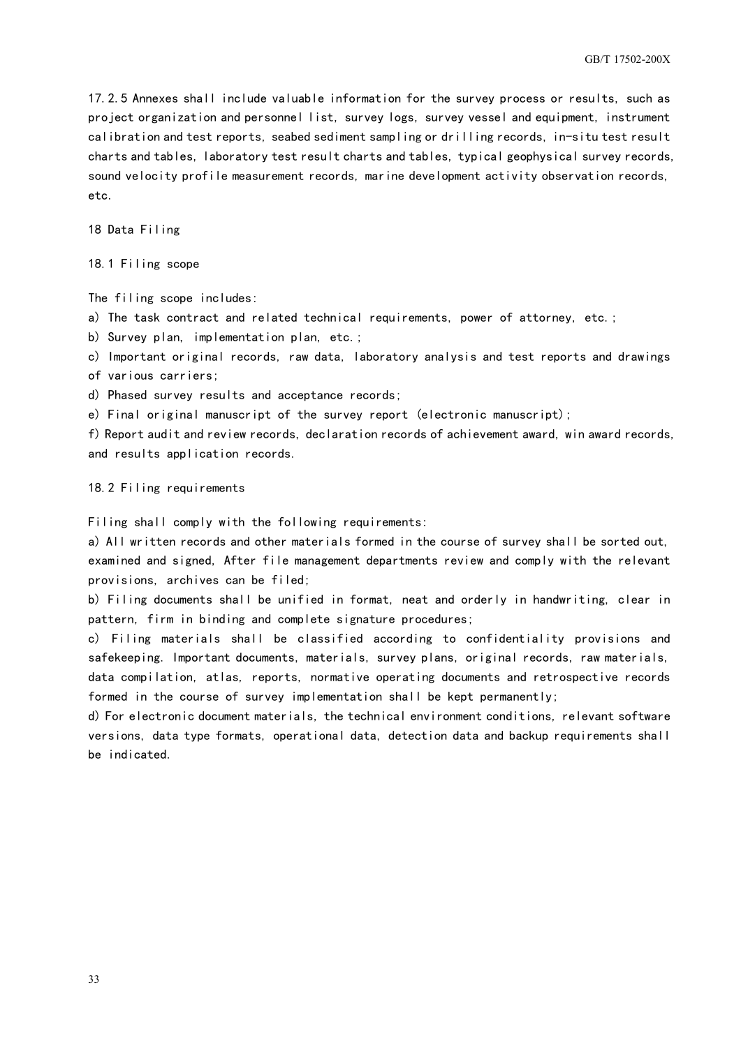17.2.5 Annexes shall include valuable information for the survey process or results, such as project organization and personnel list, survey logs, survey vessel and equipment, instrument calibration and test reports, seabed sediment sampling or drilling records, in-situ test result charts and tables, laboratory test result charts and tables, typical geophysical survey records, sound velocity profile measurement records, marine development activity observation records, etc.

# 18 Data Filing

## 18.1 Filing scope

The filing scope includes:

a) The task contract and related technical requirements, power of attorney, etc.;

b) Survey plan, implementation plan, etc.;

c) Important original records, raw data, laboratory analysis and test reports and drawings of various carriers;

d) Phased survey results and acceptance records;

e) Final original manuscript of the survey report (electronic manuscript);

f) Report audit and review records, declaration records of achievement award, win award records, and results application records.

## 18.2 Filing requirements

Filing shall comply with the following requirements:

a) All written records and other materials formed in the course of survey shall be sorted out, examined and signed, After file management departments review and comply with the relevant provisions, archives can be filed;

b) Filing documents shall be unified in format, neat and orderly in handwriting, clear in pattern, firm in binding and complete signature procedures;

c) Filing materials shall be classified according to confidentiality provisions and safekeeping. Important documents, materials, survey plans, original records, raw materials, data compilation, atlas, reports, normative operating documents and retrospective records formed in the course of survey implementation shall be kept permanently;

d) For electronic document materials, the technical environment conditions, relevant software versions, data type formats, operational data, detection data and backup requirements shall be indicated.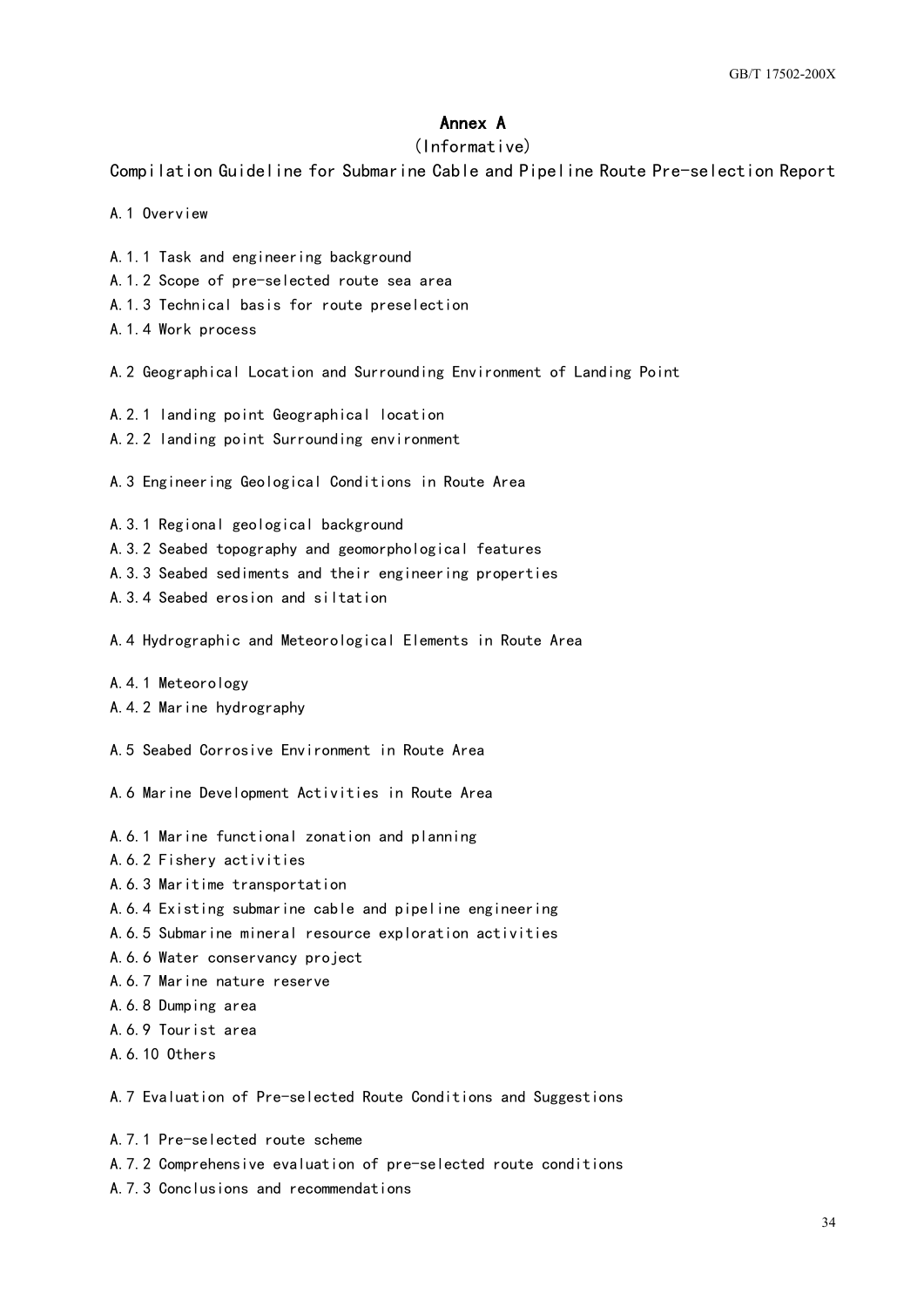# Annex A

(Informative)

Compilation Guideline for Submarine Cable and Pipeline Route Pre-selection Report

## A.1 Overview

A.1.1 Task and engineering background

A.1.2 Scope of pre-selected route sea area

A.1.3 Technical basis for route preselection

A.1.4 Work process

## A.2 Geographical Location and Surrounding Environment of Landing Point

A.2.1 landing point Geographical location

A.2.2 landing point Surrounding environment

## A.3 Engineering Geological Conditions in Route Area

A.3.1 Regional geological background

A.3.2 Seabed topography and geomorphological features

A.3.3 Seabed sediments and their engineering properties

A.3.4 Seabed erosion and siltation

## A.4 Hydrographic and Meteorological Elements in Route Area

A.4.1 Meteorology

A.4.2 Marine hydrography

## A.5 Seabed Corrosive Environment in Route Area

## A.6 Marine Development Activities in Route Area

A.6.1 Marine functional zonation and planning

A.6.2 Fishery activities

A.6.3 Maritime transportation

A.6.4 Existing submarine cable and pipeline engineering

A.6.5 Submarine mineral resource exploration activities

A.6.6 Water conservancy project

A.6.7 Marine nature reserve

A.6.8 Dumping area

A.6.9 Tourist area

A.6.10 Others

## A.7 Evaluation of Pre-selected Route Conditions and Suggestions

A.7.1 Pre-selected route scheme

A.7.2 Comprehensive evaluation of pre-selected route conditions

A.7.3 Conclusions and recommendations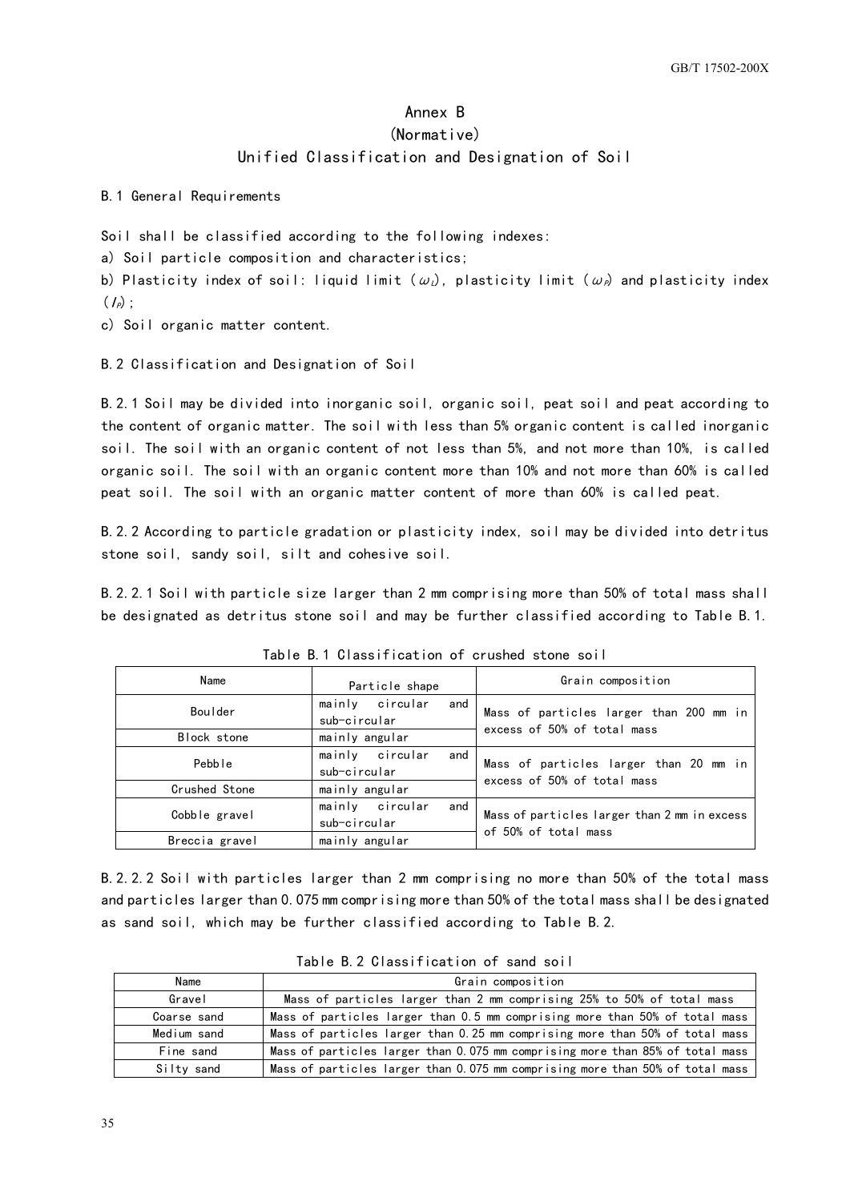# Annex B
## (Normative)
## Unified Classification and Designation of Soil

B.1 General Requirements

Soil shall be classified according to the following indexes:

a) Soil particle composition and characteristics;

b) Plasticity index of soil: liquid limit ($\omega_L$), plasticity limit ($\omega_P$) and plasticity index ($I_P$);

c) Soil organic matter content.

B.2 Classification and Designation of Soil

B.2.1 Soil may be divided into inorganic soil, organic soil, peat soil and peat according to the content of organic matter. The soil with less than 5% organic content is called inorganic soil. The soil with an organic content of not less than 5%, and not more than 10%, is called organic soil. The soil with an organic content more than 10% and not more than 60% is called peat soil. The soil with an organic matter content of more than 60% is called peat.

B.2.2 According to particle gradation or plasticity index, soil may be divided into detritus stone soil, sandy soil, silt and cohesive soil.

B.2.2.1 Soil with particle size larger than 2 mm comprising more than 50% of total mass shall be designated as detritus stone soil and may be further classified according to Table B.1.

Table B.1 Classification of crushed stone soil

| Name | Particle shape | Grain composition |
|---|---|---|
| Boulder | mainly circular and sub-circular | Mass of particles larger than 200 mm in excess of 50% of total mass |
| Block stone | mainly angular | |
| Pebble | mainly circular and sub-circular | Mass of particles larger than 20 mm in excess of 50% of total mass |
| Crushed Stone | mainly angular | |
| Cobble gravel | mainly circular and sub-circular | Mass of particles larger than 2 mm in excess of 50% of total mass |
| Breccia gravel | mainly angular | |

B.2.2.2 Soil with particles larger than 2 mm comprising no more than 50% of the total mass and particles larger than 0.075 mm comprising more than 50% of the total mass shall be designated as sand soil, which may be further classified according to Table B.2.

Table B.2 Classification of sand soil

| Name | Grain composition |
|---|---|
| Gravel | Mass of particles larger than 2 mm comprising 25% to 50% of total mass |
| Coarse sand | Mass of particles larger than 0.5 mm comprising more than 50% of total mass |
| Medium sand | Mass of particles larger than 0.25 mm comprising more than 50% of total mass |
| Fine sand | Mass of particles larger than 0.075 mm comprising more than 85% of total mass |
| Silty sand | Mass of particles larger than 0.075 mm comprising more than 50% of total mass |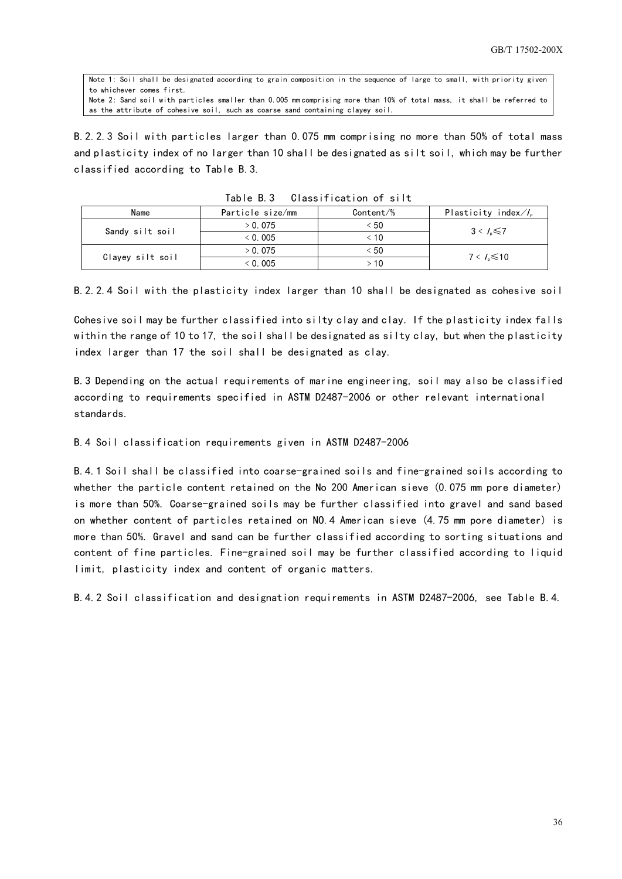Note 1: Soil shall be designated according to grain composition in the sequence of large to small, with priority given to whichever comes first.
Note 2: Sand soil with particles smaller than 0.005 mm comprising more than 10% of total mass, it shall be referred to as the attribute of cohesive soil, such as coarse sand containing clayey soil.

B.2.2.3 Soil with particles larger than 0.075 mm comprising no more than 50% of total mass and plasticity index of no larger than 10 shall be designated as silt soil, which may be further classified according to Table B.3.

Table B.3 Classification of silt

| Name | Particle size/mm | Content/% | Plasticity index/$I_p$ |
|---|---|---|---|
| Sandy silt soil | > 0.075 | < 50 | $3 < I_p \leqslant 7$ |
| | < 0.005 | < 10 | |
| Clayey silt soil | > 0.075 | < 50 | $7 < I_p \leqslant 10$ |
| | < 0.005 | > 10 | |

B.2.2.4 Soil with the plasticity index larger than 10 shall be designated as cohesive soil

Cohesive soil may be further classified into silty clay and clay. If the plasticity index falls within the range of 10 to 17, the soil shall be designated as silty clay, but when the plasticity index larger than 17 the soil shall be designated as clay.

B.3 Depending on the actual requirements of marine engineering, soil may also be classified according to requirements specified in ASTM D2487-2006 or other relevant international standards.

B.4 Soil classification requirements given in ASTM D2487-2006

B.4.1 Soil shall be classified into coarse-grained soils and fine-grained soils according to whether the particle content retained on the No 200 American sieve (0.075 mm pore diameter) is more than 50%. Coarse-grained soils may be further classified into gravel and sand based on whether content of particles retained on NO.4 American sieve (4.75 mm pore diameter) is more than 50%. Gravel and sand can be further classified according to sorting situations and content of fine particles. Fine-grained soil may be further classified according to liquid limit, plasticity index and content of organic matters.

B.4.2 Soil classification and designation requirements in ASTM D2487-2006, see Table B.4.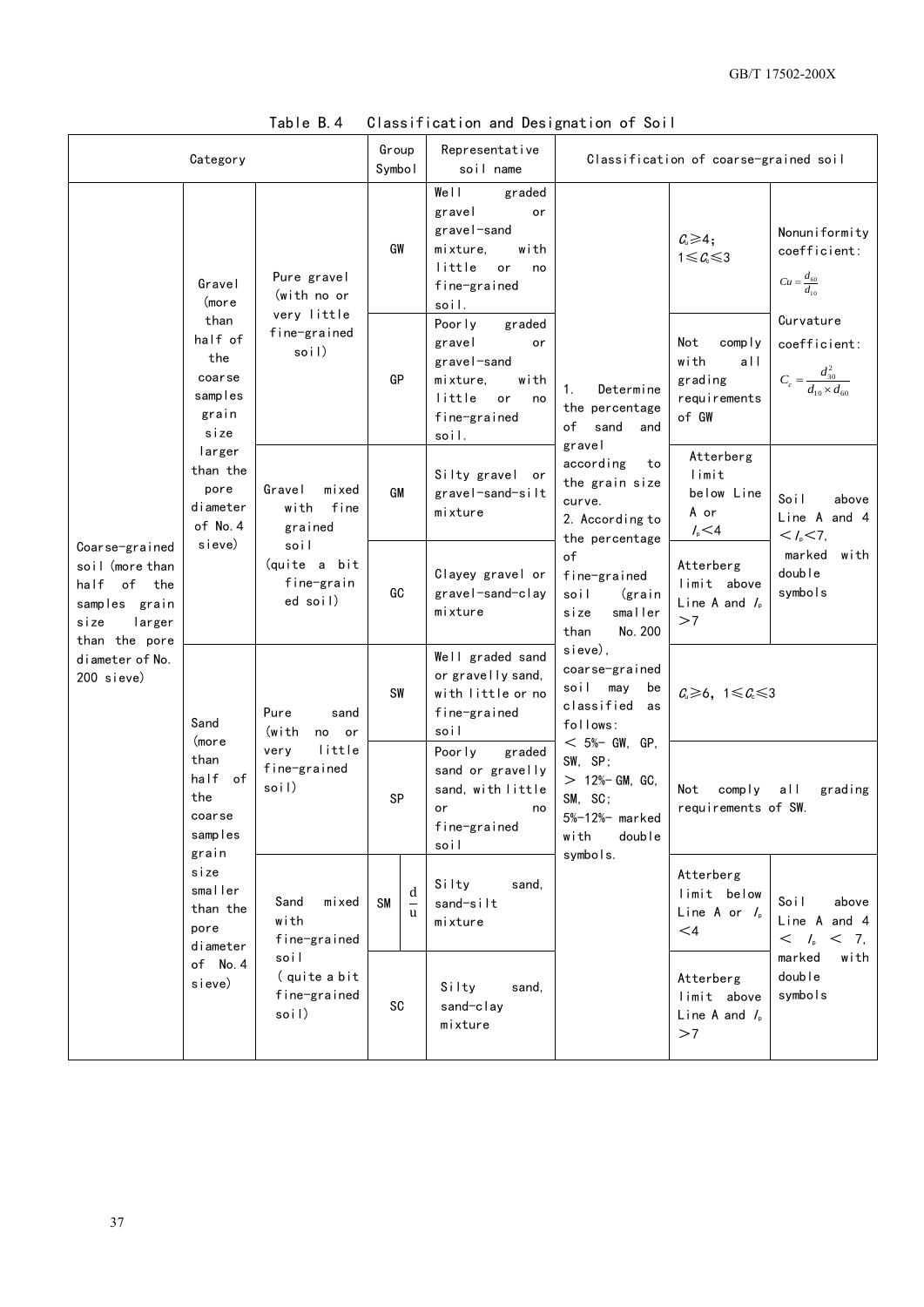Table B.4 Classification and Designation of Soil

| Category | | | Group Symbol | Representative soil name | Classification of coarse-grained soil | | |
|---|---|---|---|---|---|---|---|
| Coarse-grained soil (more than half of the samples grain size larger than the pore diameter of No. 200 sieve) | Gravel (more than half of the coarse samples grain size larger than the pore diameter of No.4 sieve) | Pure gravel (with no or very little fine-grained soil) | GW | Well graded gravel or gravel-sand mixture, with little or no fine-grained soil. | 1. Determine the percentage of sand and gravel according to the grain size curve.<br>2. According to the percentage of fine-grained soil (grain size smaller than No.200 sieve), coarse-grained soil may be classified as follows:<br>< 5%- GW, GP, SW, SP;<br>> 12%- GM, GC, SM, SC;<br>5%-12%- marked with double symbols. | $C_u \geq 4$; $1 \leq C_c \leq 3$ | Nonuniformity coefficient: $Cu = \frac{d_{60}}{d_{10}}$<br>Curvature coefficient: $C_c = \frac{d_{30}^2}{d_{10} \times d_{60}}$ |
| | | | GP | Poorly graded gravel or gravel-sand mixture, with little or no fine-grained soil. | | Not comply with all grading requirements of GW | |
| | | Gravel mixed with fine grained soil (quite a bit fine-grained soil) | GM | Silty gravel or gravel-sand-silt mixture | | Atterberg limit below Line A or $I_p < 4$ | Soil above Line A and $4 < I_p < 7$, marked with double symbols |
| | | | GC | Clayey gravel or gravel-sand-clay mixture | | Atterberg limit above Line A and $I_p > 7$ | |
| | Sand (more than half of the coarse samples grain size smaller than the pore diameter of No.4 sieve) | Pure sand (with no or very little fine-grained soil) | SW | Well graded sand or gravelly sand, with little or no fine-grained soil | | $C_u \geq 6$, $1 \leq C_c \leq 3$ | |
| | | | SP | Poorly graded sand or gravelly sand, with little or no fine-grained soil | | Not comply all grading requirements of SW. | |
| | | Sand mixed with fine-grained soil (quite a bit fine-grained soil) | SM d/u | Silty sand, sand-silt mixture | | Atterberg limit below Line A or $I_p < 4$ | Soil above Line A and $4 < I_p < 7$, marked with double symbols |
| | | | SC | Silty sand, sand-clay mixture | | Atterberg limit above Line A and $I_p > 7$ | |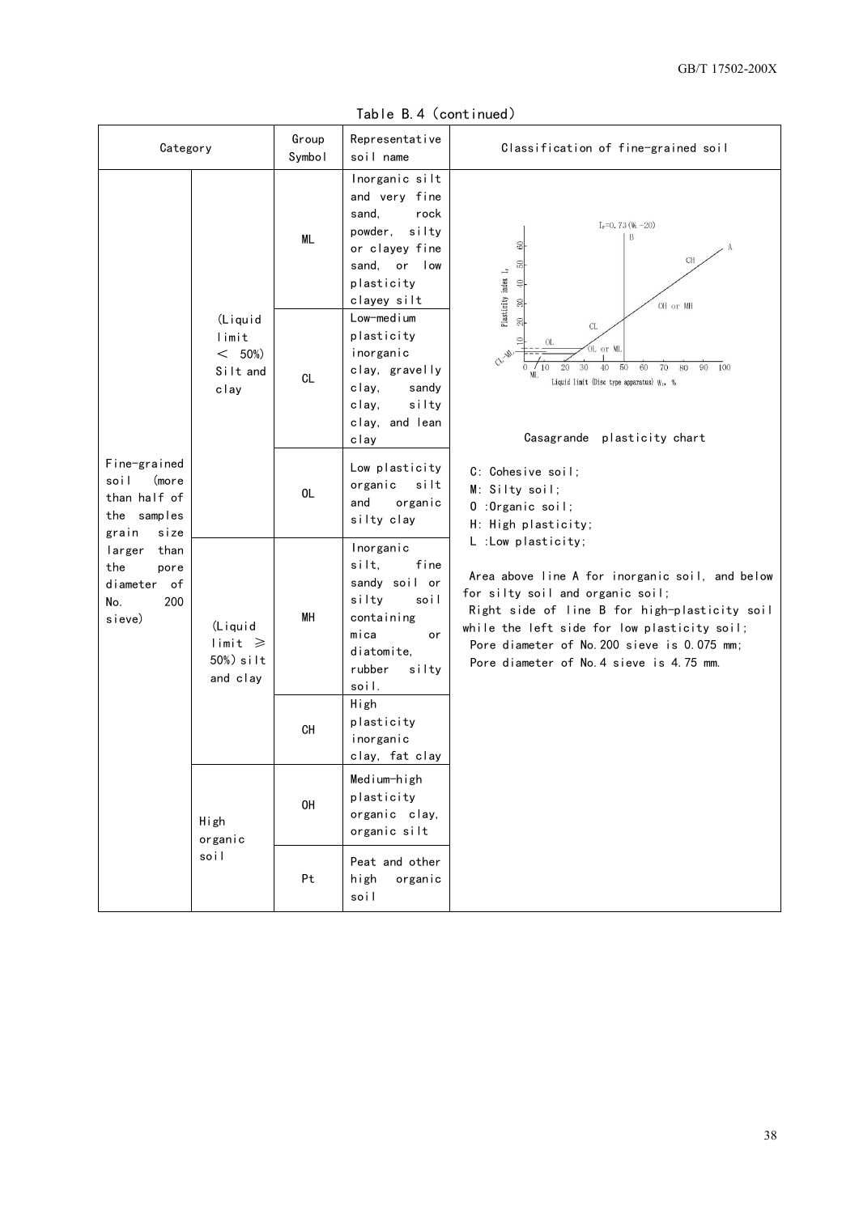Table B.4 (continued)

| Category | | Group Symbol | Representative soil name | Classification of fine-grained soil |
|---|---|---|---|---|
| Fine-grained soil (more than half of the samples grain size larger than the pore diameter of No. 200 sieve) | (Liquid limit < 50%) Silt and clay | ML | Inorganic silt and very fine sand, rock powder, silty or clayey fine sand, or low plasticity clayey silt | Casagrande plasticity chart |
| | | CL | Low-medium plasticity inorganic clay, gravelly clay, sandy clay, silty clay, and lean clay | |
| | | OL | Low plasticity organic silt and organic silty clay | C: Cohesive soil; M: Silty soil; O :Organic soil; H: High plasticity; L :Low plasticity; Area above line A for inorganic soil, and below for silty soil and organic soil; Right side of line B for high-plasticity soil while the left side for low plasticity soil; Pore diameter of No.200 sieve is 0.075 mm; Pore diameter of No.4 sieve is 4.75 mm. |
| | (Liquid limit ≥ 50%) silt and clay | MH | Inorganic silt, fine sandy soil or silty soil containing mica or diatomite, rubber silty soil. | |
| | | CH | High plasticity inorganic clay, fat clay | |
| | High organic soil | OH | Medium-high plasticity organic clay, organic silt | |
| | | Pt | Peat and other high organic soil | |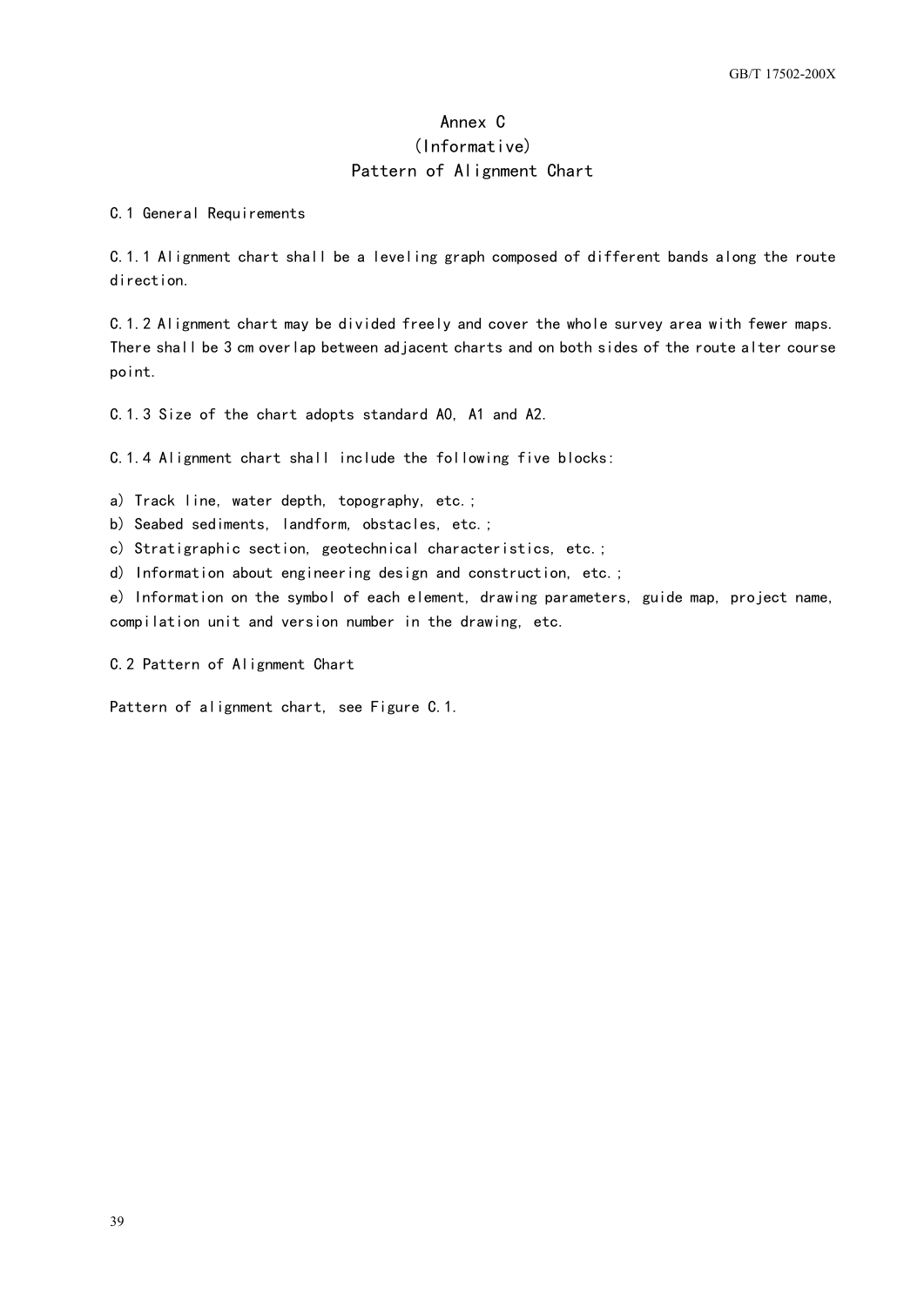# Annex C
## (Informative)
## Pattern of Alignment Chart

C.1 General Requirements

C.1.1 Alignment chart shall be a leveling graph composed of different bands along the route direction.

C.1.2 Alignment chart may be divided freely and cover the whole survey area with fewer maps. There shall be 3 cm overlap between adjacent charts and on both sides of the route alter course point.

C.1.3 Size of the chart adopts standard A0, A1 and A2.

C.1.4 Alignment chart shall include the following five blocks:

a) Track line, water depth, topography, etc.;
b) Seabed sediments, landform, obstacles, etc.;
c) Stratigraphic section, geotechnical characteristics, etc.;
d) Information about engineering design and construction, etc.;
e) Information on the symbol of each element, drawing parameters, guide map, project name, compilation unit and version number in the drawing, etc.

C.2 Pattern of Alignment Chart

Pattern of alignment chart, see Figure C.1.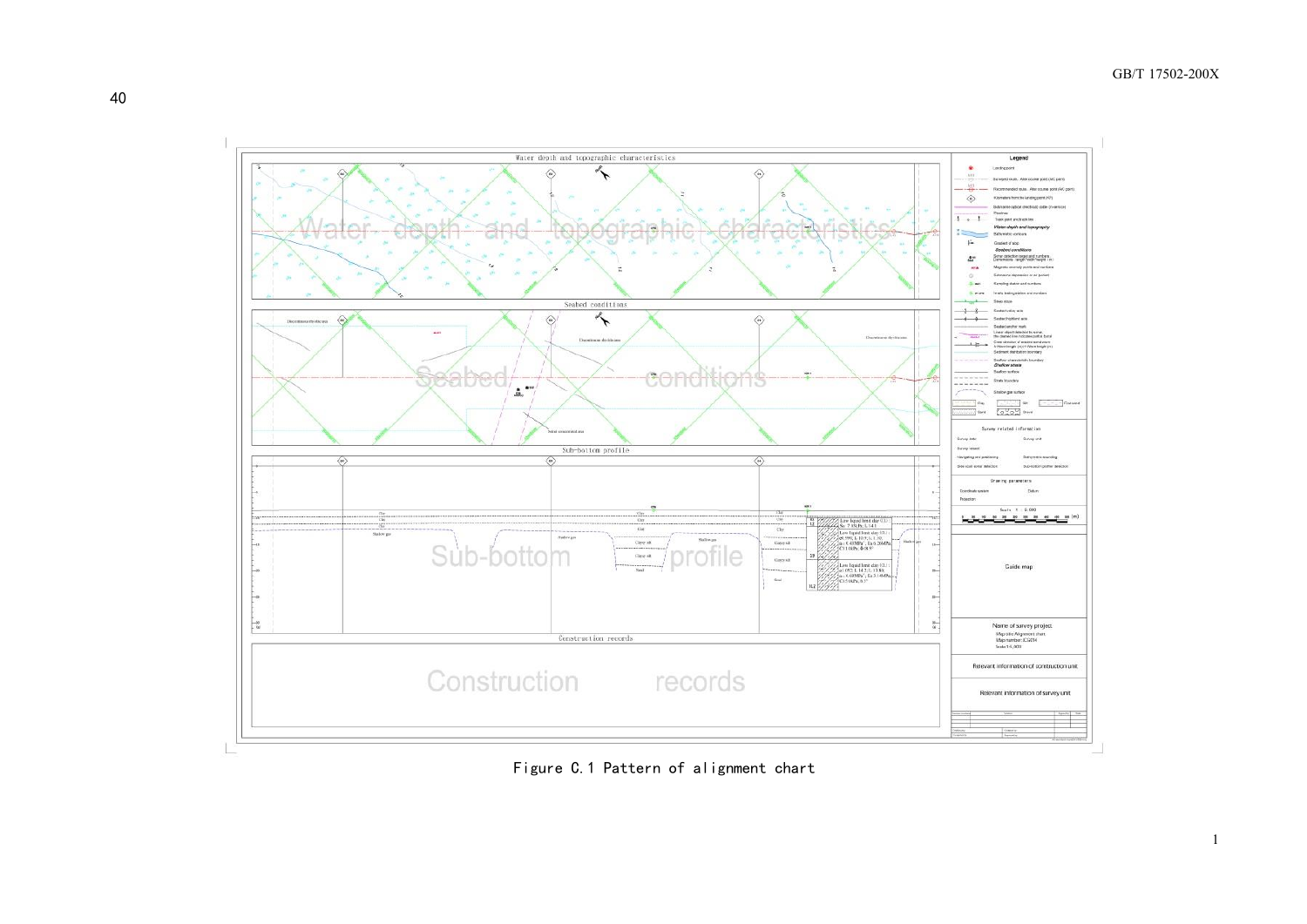Figure C.1 Pattern of alignment chart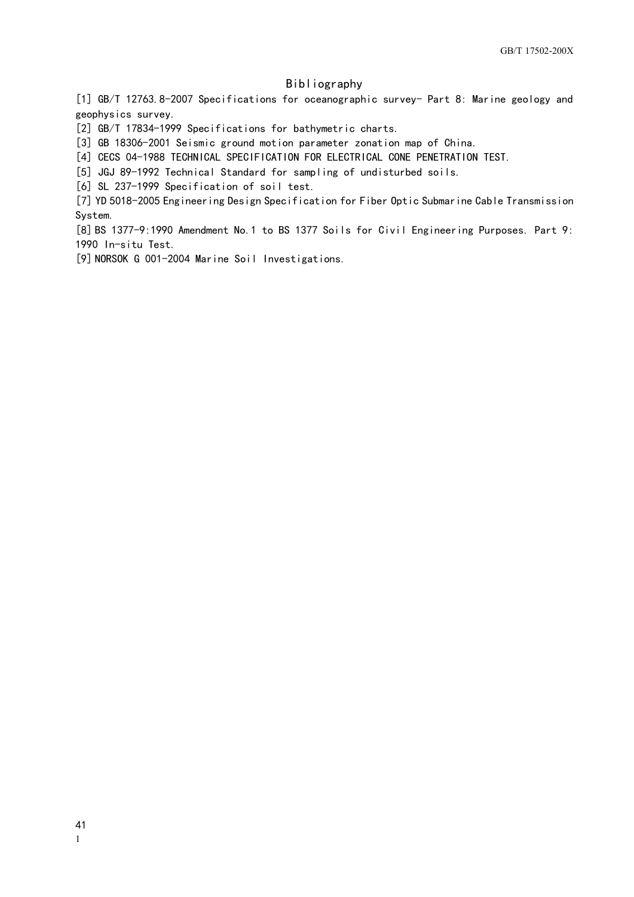# Bibliography

[1] GB/T 12763.8-2007 Specifications for oceanographic survey- Part 8: Marine geology and geophysics survey.

[2] GB/T 17834-1999 Specifications for bathymetric charts.

[3] GB 18306-2001 Seismic ground motion parameter zonation map of China.

[4] CECS 04-1988 TECHNICAL SPECIFICATION FOR ELECTRICAL CONE PENETRATION TEST.

[5] JGJ 89-1992 Technical Standard for sampling of undisturbed soils.

[6] SL 237-1999 Specification of soil test.

[7] YD 5018-2005 Engineering Design Specification for Fiber Optic Submarine Cable Transmission System.

[8] BS 1377-9:1990 Amendment No.1 to BS 1377 Soils for Civil Engineering Purposes. Part 9: 1990 In-situ Test.

[9] NORSOK G 001-2004 Marine Soil Investigations.